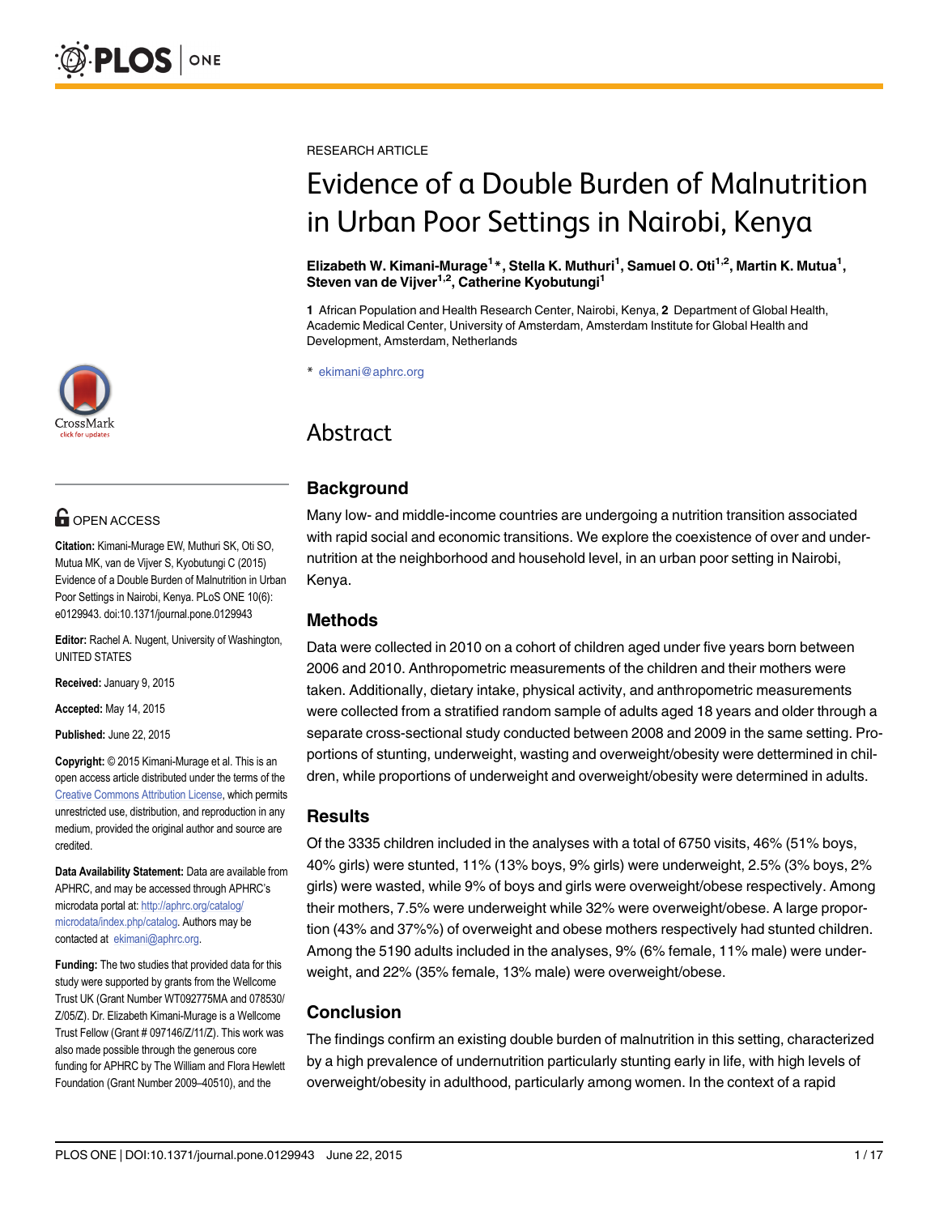RESEARCH ARTICLE

# Evidence of a Double Burden of Malnutrition in Urban Poor Settings in Nairobi, Kenya

**Elizabeth W. Kimani-Murage[1]*, Stella K. Muthuri[1], Samuel O. Oti[1,2], Martin K. Mutua[1], Steven van de Vijver[1,2], Catherine Kyobutungi[1]**

**1** African Population and Health Research Center, Nairobi, Kenya, **2** Department of Global Health, Academic Medical Center, University of Amsterdam, Amsterdam Institute for Global Health and Development, Amsterdam, Netherlands

* ekimani@aphrc.org

OPEN ACCESS

**Citation:** Kimani-Murage EW, Muthuri SK, Oti SO, Mutua MK, van de Vijver S, Kyobutungi C (2015) Evidence of a Double Burden of Malnutrition in Urban Poor Settings in Nairobi, Kenya. PLoS ONE 10(6): e0129943. doi:10.1371/journal.pone.0129943

**Editor:** Rachel A. Nugent, University of Washington, UNITED STATES

**Received:** January 9, 2015

**Accepted:** May 14, 2015

**Published:** June 22, 2015

**Copyright:** © 2015 Kimani-Murage et al. This is an open access article distributed under the terms of the Creative Commons Attribution License, which permits unrestricted use, distribution, and reproduction in any medium, provided the original author and source are credited.

**Data Availability Statement:** Data are available from APHRC, and may be accessed through APHRC's microdata portal at: http://aphrc.org/catalog/microdata/index.php/catalog. Authors may be contacted at ekimani@aphrc.org.

**Funding:** The two studies that provided data for this study were supported by grants from the Wellcome Trust UK (Grant Number WT092775MA and 078530/Z/05/Z). Dr. Elizabeth Kimani-Murage is a Wellcome Trust Fellow (Grant # 097146/Z/11/Z). This work was also made possible through the generous core funding for APHRC by The William and Flora Hewlett Foundation (Grant Number 2009–40510), and the

## Abstract

### Background

Many low- and middle-income countries are undergoing a nutrition transition associated with rapid social and economic transitions. We explore the coexistence of over and under-nutrition at the neighborhood and household level, in an urban poor setting in Nairobi, Kenya.

### Methods

Data were collected in 2010 on a cohort of children aged under five years born between 2006 and 2010. Anthropometric measurements of the children and their mothers were taken. Additionally, dietary intake, physical activity, and anthropometric measurements were collected from a stratified random sample of adults aged 18 years and older through a separate cross-sectional study conducted between 2008 and 2009 in the same setting. Proportions of stunting, underweight, wasting and overweight/obesity were determined in children, while proportions of underweight and overweight/obesity were determined in adults.

### Results

Of the 3335 children included in the analyses with a total of 6750 visits, 46% (51% boys, 40% girls) were stunted, 11% (13% boys, 9% girls) were underweight, 2.5% (3% boys, 2% girls) were wasted, while 9% of boys and girls were overweight/obese respectively. Among their mothers, 7.5% were underweight while 32% were overweight/obese. A large proportion (43% and 37%%) of overweight and obese mothers respectively had stunted children. Among the 5190 adults included in the analyses, 9% (6% female, 11% male) were underweight, and 22% (35% female, 13% male) were overweight/obese.

### Conclusion

The findings confirm an existing double burden of malnutrition in this setting, characterized by a high prevalence of undernutrition particularly stunting early in life, with high levels of overweight/obesity in adulthood, particularly among women. In the context of a rapid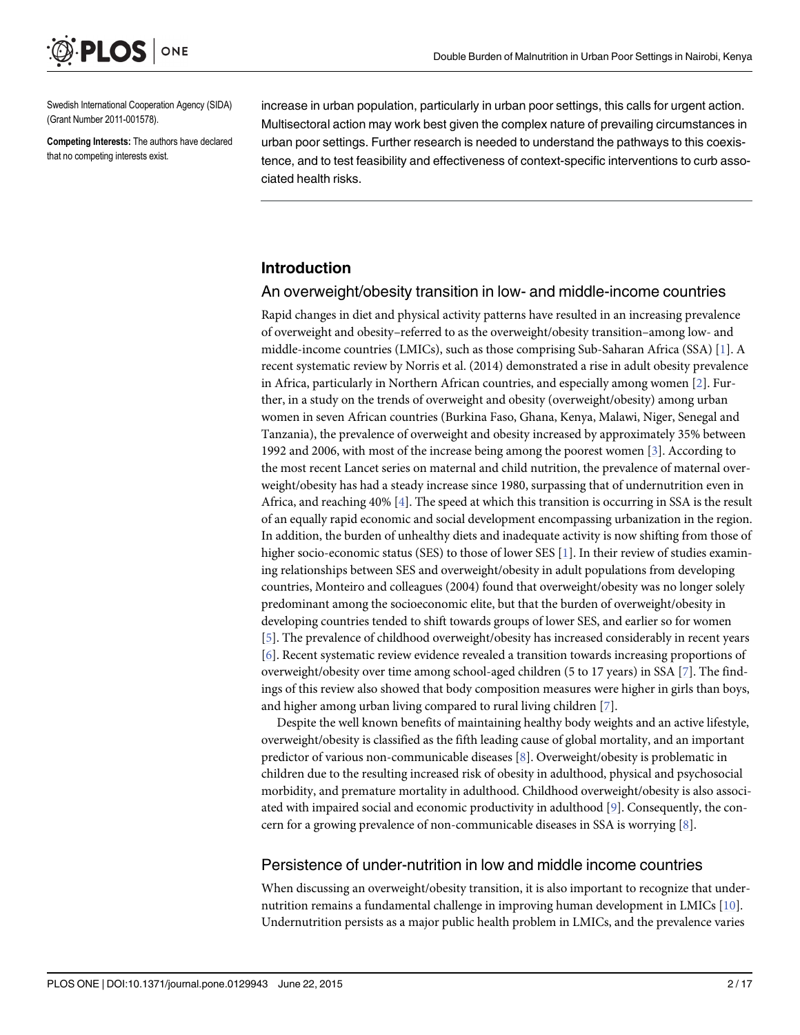Swedish International Cooperation Agency (SIDA) (Grant Number 2011-001578).

**Competing Interests:** The authors have declared that no competing interests exist.

increase in urban population, particularly in urban poor settings, this calls for urgent action. Multisectoral action may work best given the complex nature of prevailing circumstances in urban poor settings. Further research is needed to understand the pathways to this coexistence, and to test feasibility and effectiveness of context-specific interventions to curb associated health risks.

## Introduction

### An overweight/obesity transition in low- and middle-income countries

Rapid changes in diet and physical activity patterns have resulted in an increasing prevalence of overweight and obesity–referred to as the overweight/obesity transition–among low- and middle-income countries (LMICs), such as those comprising Sub-Saharan Africa (SSA) [1]. A recent systematic review by Norris et al. (2014) demonstrated a rise in adult obesity prevalence in Africa, particularly in Northern African countries, and especially among women [2]. Further, in a study on the trends of overweight and obesity (overweight/obesity) among urban women in seven African countries (Burkina Faso, Ghana, Kenya, Malawi, Niger, Senegal and Tanzania), the prevalence of overweight and obesity increased by approximately 35% between 1992 and 2006, with most of the increase being among the poorest women [3]. According to the most recent Lancet series on maternal and child nutrition, the prevalence of maternal overweight/obesity has had a steady increase since 1980, surpassing that of undernutrition even in Africa, and reaching 40% [4]. The speed at which this transition is occurring in SSA is the result of an equally rapid economic and social development encompassing urbanization in the region. In addition, the burden of unhealthy diets and inadequate activity is now shifting from those of higher socio-economic status (SES) to those of lower SES [1]. In their review of studies examining relationships between SES and overweight/obesity in adult populations from developing countries, Monteiro and colleagues (2004) found that overweight/obesity was no longer solely predominant among the socioeconomic elite, but that the burden of overweight/obesity in developing countries tended to shift towards groups of lower SES, and earlier so for women [5]. The prevalence of childhood overweight/obesity has increased considerably in recent years [6]. Recent systematic review evidence revealed a transition towards increasing proportions of overweight/obesity over time among school-aged children (5 to 17 years) in SSA [7]. The findings of this review also showed that body composition measures were higher in girls than boys, and higher among urban living compared to rural living children [7].

Despite the well known benefits of maintaining healthy body weights and an active lifestyle, overweight/obesity is classified as the fifth leading cause of global mortality, and an important predictor of various non-communicable diseases [8]. Overweight/obesity is problematic in children due to the resulting increased risk of obesity in adulthood, physical and psychosocial morbidity, and premature mortality in adulthood. Childhood overweight/obesity is also associated with impaired social and economic productivity in adulthood [9]. Consequently, the concern for a growing prevalence of non-communicable diseases in SSA is worrying [8].

### Persistence of under-nutrition in low and middle income countries

When discussing an overweight/obesity transition, it is also important to recognize that undernutrition remains a fundamental challenge in improving human development in LMICs [10]. Undernutrition persists as a major public health problem in LMICs, and the prevalence varies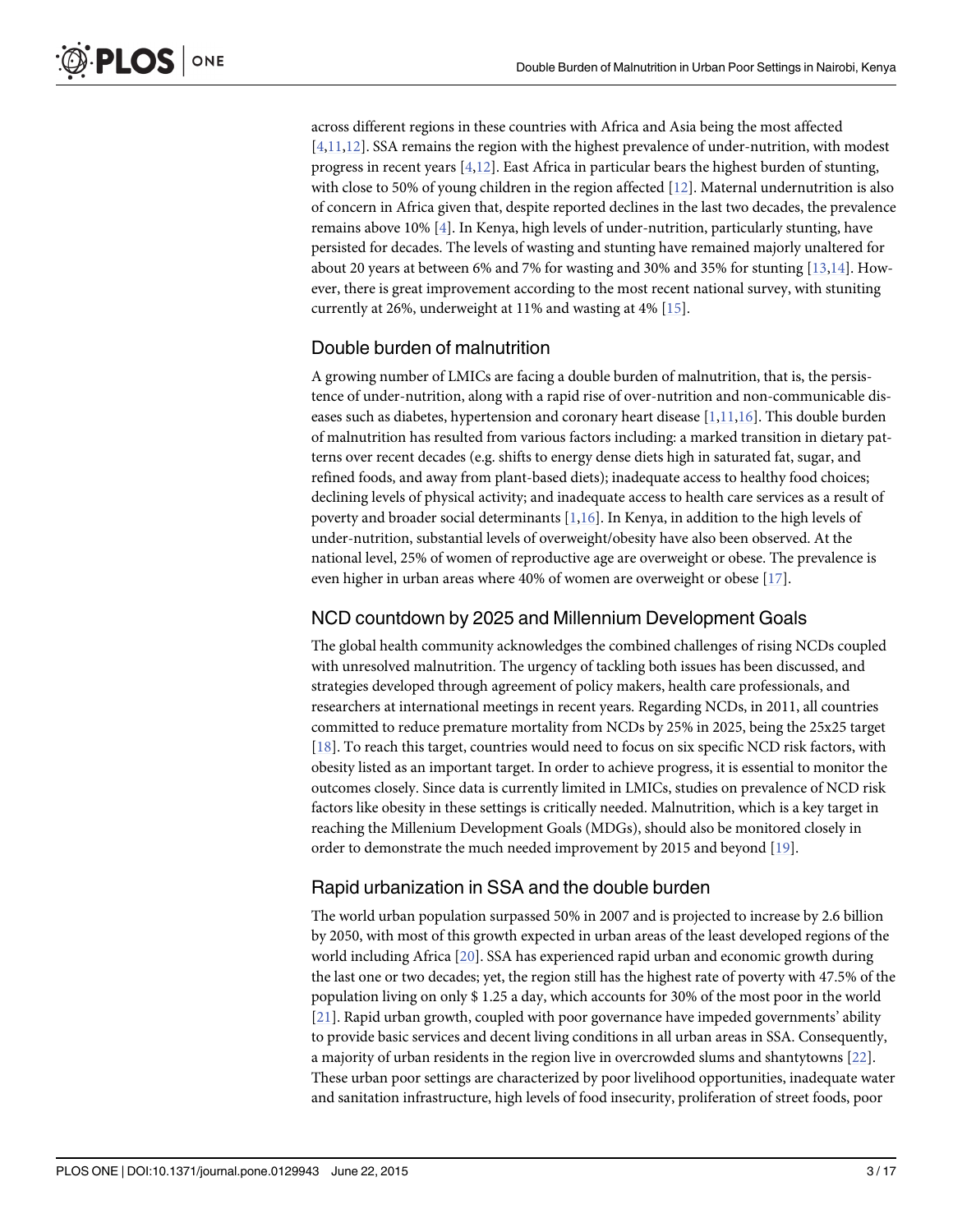across different regions in these countries with Africa and Asia being the most affected [4,11,12]. SSA remains the region with the highest prevalence of under-nutrition, with modest progress in recent years [4,12]. East Africa in particular bears the highest burden of stunting, with close to 50% of young children in the region affected [12]. Maternal undernutrition is also of concern in Africa given that, despite reported declines in the last two decades, the prevalence remains above 10% [4]. In Kenya, high levels of under-nutrition, particularly stunting, have persisted for decades. The levels of wasting and stunting have remained majorly unaltered for about 20 years at between 6% and 7% for wasting and 30% and 35% for stunting [13,14]. However, there is great improvement according to the most recent national survey, with stuniting currently at 26%, underweight at 11% and wasting at 4% [15].

## Double burden of malnutrition

A growing number of LMICs are facing a double burden of malnutrition, that is, the persistence of under-nutrition, along with a rapid rise of over-nutrition and non-communicable diseases such as diabetes, hypertension and coronary heart disease [1,11,16]. This double burden of malnutrition has resulted from various factors including: a marked transition in dietary patterns over recent decades (e.g. shifts to energy dense diets high in saturated fat, sugar, and refined foods, and away from plant-based diets); inadequate access to healthy food choices; declining levels of physical activity; and inadequate access to health care services as a result of poverty and broader social determinants [1,16]. In Kenya, in addition to the high levels of under-nutrition, substantial levels of overweight/obesity have also been observed. At the national level, 25% of women of reproductive age are overweight or obese. The prevalence is even higher in urban areas where 40% of women are overweight or obese [17].

## NCD countdown by 2025 and Millennium Development Goals

The global health community acknowledges the combined challenges of rising NCDs coupled with unresolved malnutrition. The urgency of tackling both issues has been discussed, and strategies developed through agreement of policy makers, health care professionals, and researchers at international meetings in recent years. Regarding NCDs, in 2011, all countries committed to reduce premature mortality from NCDs by 25% in 2025, being the 25x25 target [18]. To reach this target, countries would need to focus on six specific NCD risk factors, with obesity listed as an important target. In order to achieve progress, it is essential to monitor the outcomes closely. Since data is currently limited in LMICs, studies on prevalence of NCD risk factors like obesity in these settings is critically needed. Malnutrition, which is a key target in reaching the Millenium Development Goals (MDGs), should also be monitored closely in order to demonstrate the much needed improvement by 2015 and beyond [19].

## Rapid urbanization in SSA and the double burden

The world urban population surpassed 50% in 2007 and is projected to increase by 2.6 billion by 2050, with most of this growth expected in urban areas of the least developed regions of the world including Africa [20]. SSA has experienced rapid urban and economic growth during the last one or two decades; yet, the region still has the highest rate of poverty with 47.5% of the population living on only $ 1.25 a day, which accounts for 30% of the most poor in the world [21]. Rapid urban growth, coupled with poor governance have impeded governments' ability to provide basic services and decent living conditions in all urban areas in SSA. Consequently, a majority of urban residents in the region live in overcrowded slums and shantytowns [22]. These urban poor settings are characterized by poor livelihood opportunities, inadequate water and sanitation infrastructure, high levels of food insecurity, proliferation of street foods, poor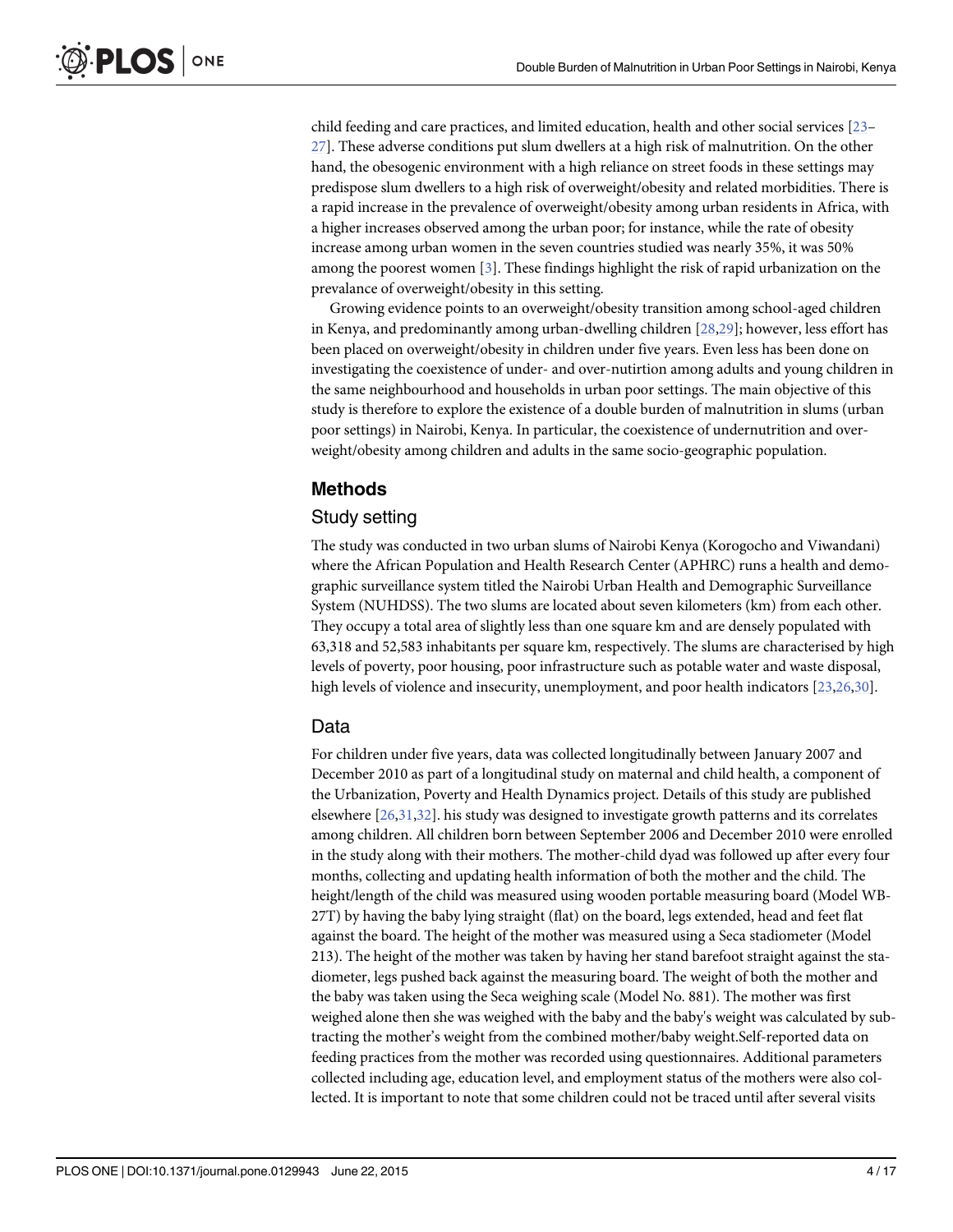child feeding and care practices, and limited education, health and other social services [23–27]. These adverse conditions put slum dwellers at a high risk of malnutrition. On the other hand, the obesogenic environment with a high reliance on street foods in these settings may predispose slum dwellers to a high risk of overweight/obesity and related morbidities. There is a rapid increase in the prevalence of overweight/obesity among urban residents in Africa, with a higher increases observed among the urban poor; for instance, while the rate of obesity increase among urban women in the seven countries studied was nearly 35%, it was 50% among the poorest women [3]. These findings highlight the risk of rapid urbanization on the prevalance of overweight/obesity in this setting.

Growing evidence points to an overweight/obesity transition among school-aged children in Kenya, and predominantly among urban-dwelling children [28,29]; however, less effort has been placed on overweight/obesity in children under five years. Even less has been done on investigating the coexistence of under- and over-nutirtion among adults and young children in the same neighbourhood and households in urban poor settings. The main objective of this study is therefore to explore the existence of a double burden of malnutrition in slums (urban poor settings) in Nairobi, Kenya. In particular, the coexistence of undernutrition and overweight/obesity among children and adults in the same socio-geographic population.

## Methods

### Study setting

The study was conducted in two urban slums of Nairobi Kenya (Korogocho and Viwandani) where the African Population and Health Research Center (APHRC) runs a health and demographic surveillance system titled the Nairobi Urban Health and Demographic Surveillance System (NUHDSS). The two slums are located about seven kilometers (km) from each other. They occupy a total area of slightly less than one square km and are densely populated with 63,318 and 52,583 inhabitants per square km, respectively. The slums are characterised by high levels of poverty, poor housing, poor infrastructure such as potable water and waste disposal, high levels of violence and insecurity, unemployment, and poor health indicators [23,26,30].

### Data

For children under five years, data was collected longitudinally between January 2007 and December 2010 as part of a longitudinal study on maternal and child health, a component of the Urbanization, Poverty and Health Dynamics project. Details of this study are published elsewhere [26,31,32]. his study was designed to investigate growth patterns and its correlates among children. All children born between September 2006 and December 2010 were enrolled in the study along with their mothers. The mother-child dyad was followed up after every four months, collecting and updating health information of both the mother and the child. The height/length of the child was measured using wooden portable measuring board (Model WB-27T) by having the baby lying straight (flat) on the board, legs extended, head and feet flat against the board. The height of the mother was measured using a Seca stadiometer (Model 213). The height of the mother was taken by having her stand barefoot straight against the stadiometer, legs pushed back against the measuring board. The weight of both the mother and the baby was taken using the Seca weighing scale (Model No. 881). The mother was first weighed alone then she was weighed with the baby and the baby's weight was calculated by subtracting the mother's weight from the combined mother/baby weight.Self-reported data on feeding practices from the mother was recorded using questionnaires. Additional parameters collected including age, education level, and employment status of the mothers were also collected. It is important to note that some children could not be traced until after several visits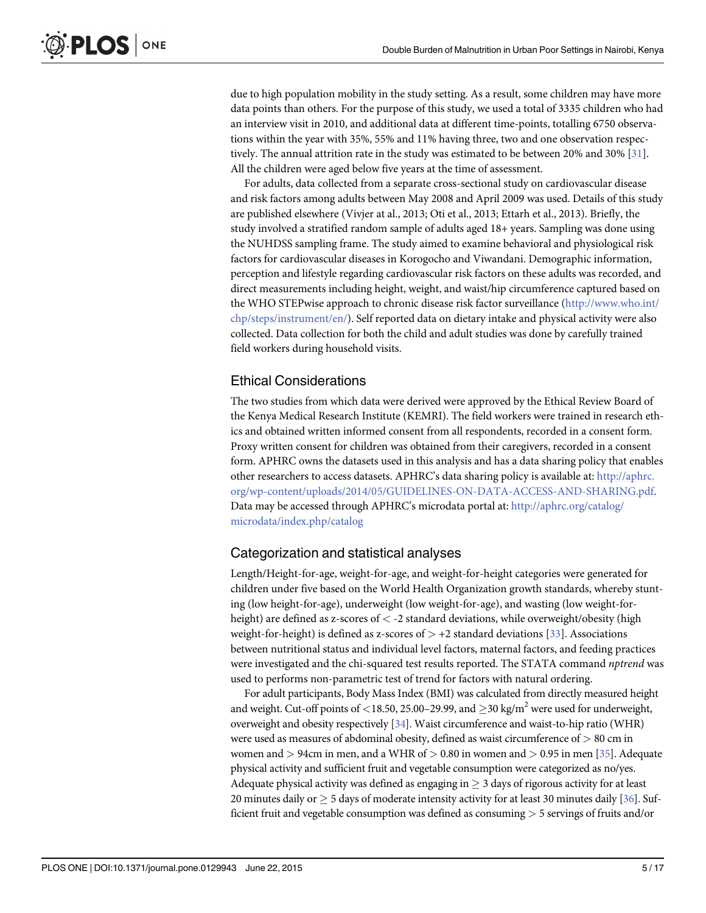due to high population mobility in the study setting. As a result, some children may have more data points than others. For the purpose of this study, we used a total of 3335 children who had an interview visit in 2010, and additional data at different time-points, totalling 6750 observations within the year with 35%, 55% and 11% having three, two and one observation respectively. The annual attrition rate in the study was estimated to be between 20% and 30% [31]. All the children were aged below five years at the time of assessment.

For adults, data collected from a separate cross-sectional study on cardiovascular disease and risk factors among adults between May 2008 and April 2009 was used. Details of this study are published elsewhere (Vivjer at al., 2013; Oti et al., 2013; Ettarh et al., 2013). Briefly, the study involved a stratified random sample of adults aged 18+ years. Sampling was done using the NUHDSS sampling frame. The study aimed to examine behavioral and physiological risk factors for cardiovascular diseases in Korogocho and Viwandani. Demographic information, perception and lifestyle regarding cardiovascular risk factors on these adults was recorded, and direct measurements including height, weight, and waist/hip circumference captured based on the WHO STEPwise approach to chronic disease risk factor surveillance (http://www.who.int/chp/steps/instrument/en/). Self reported data on dietary intake and physical activity were also collected. Data collection for both the child and adult studies was done by carefully trained field workers during household visits.

## Ethical Considerations

The two studies from which data were derived were approved by the Ethical Review Board of the Kenya Medical Research Institute (KEMRI). The field workers were trained in research ethics and obtained written informed consent from all respondents, recorded in a consent form. Proxy written consent for children was obtained from their caregivers, recorded in a consent form. APHRC owns the datasets used in this analysis and has a data sharing policy that enables other researchers to access datasets. APHRC's data sharing policy is available at: http://aphrc.org/wp-content/uploads/2014/05/GUIDELINES-ON-DATA-ACCESS-AND-SHARING.pdf. Data may be accessed through APHRC's microdata portal at: http://aphrc.org/catalog/microdata/index.php/catalog

## Categorization and statistical analyses

Length/Height-for-age, weight-for-age, and weight-for-height categories were generated for children under five based on the World Health Organization growth standards, whereby stunting (low height-for-age), underweight (low weight-for-age), and wasting (low weight-for-height) are defined as z-scores of $< -2$ standard deviations, while overweight/obesity (high weight-for-height) is defined as z-scores of $> +2$ standard deviations [33]. Associations between nutritional status and individual level factors, maternal factors, and feeding practices were investigated and the chi-squared test results reported. The STATA command *nptrend* was used to performs non-parametric test of trend for factors with natural ordering.

For adult participants, Body Mass Index (BMI) was calculated from directly measured height and weight. Cut-off points of $<18.50$, 25.00–29.99, and $\geq 30$ kg/m$^2$ were used for underweight, overweight and obesity respectively [34]. Waist circumference and waist-to-hip ratio (WHR) were used as measures of abdominal obesity, defined as waist circumference of $> 80$ cm in women and $> 94$cm in men, and a WHR of $> 0.80$ in women and $> 0.95$ in men [35]. Adequate physical activity and sufficient fruit and vegetable consumption were categorized as no/yes. Adequate physical activity was defined as engaging in $\geq 3$ days of rigorous activity for at least 20 minutes daily or $\geq 5$ days of moderate intensity activity for at least 30 minutes daily [36]. Sufficient fruit and vegetable consumption was defined as consuming $> 5$ servings of fruits and/or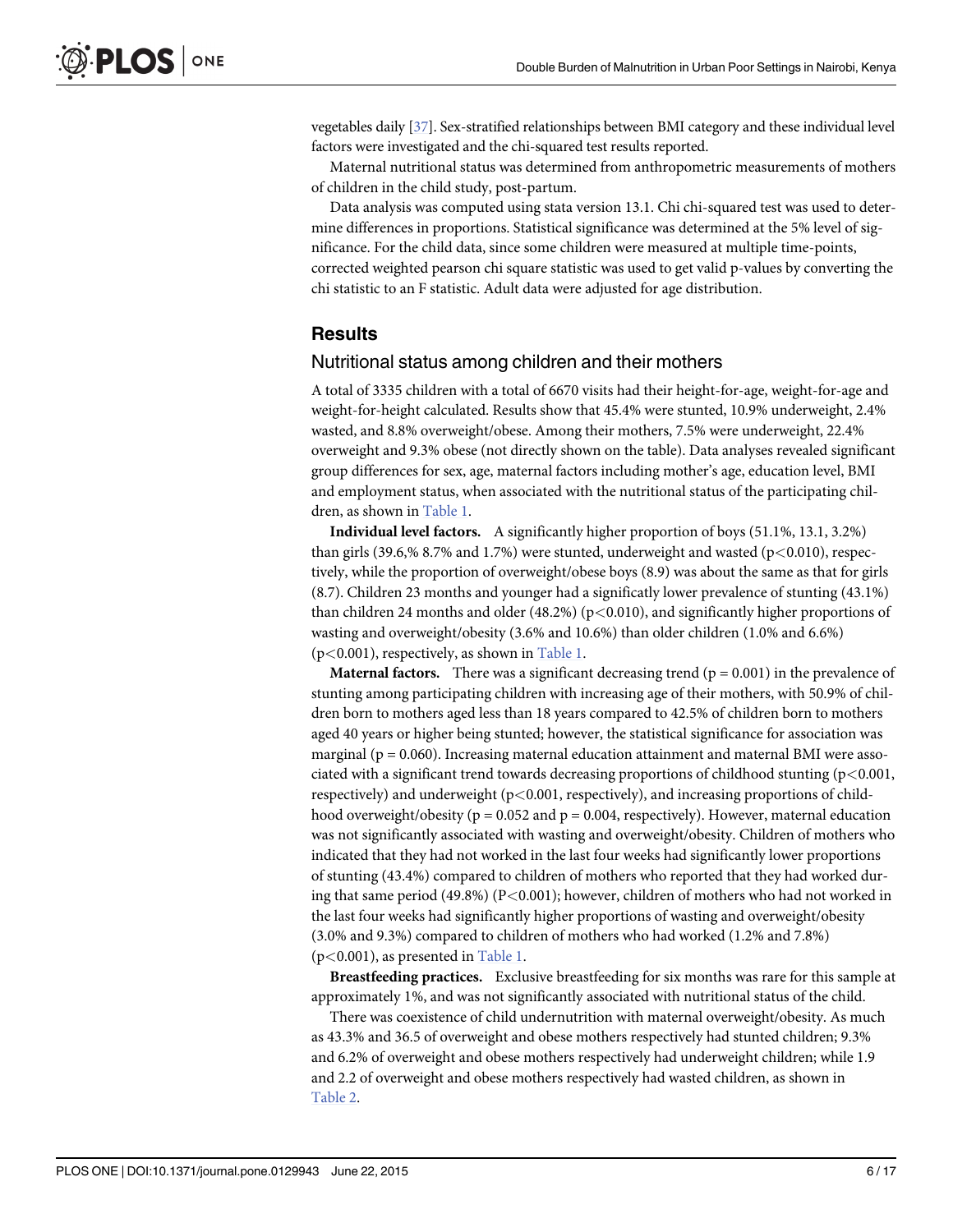vegetables daily [37]. Sex-stratified relationships between BMI category and these individual level factors were investigated and the chi-squared test results reported.

Maternal nutritional status was determined from anthropometric measurements of mothers of children in the child study, post-partum.

Data analysis was computed using stata version 13.1. Chi chi-squared test was used to determine differences in proportions. Statistical significance was determined at the 5% level of significance. For the child data, since some children were measured at multiple time-points, corrected weighted pearson chi square statistic was used to get valid p-values by converting the chi statistic to an F statistic. Adult data were adjusted for age distribution.

## Results

### Nutritional status among children and their mothers

A total of 3335 children with a total of 6670 visits had their height-for-age, weight-for-age and weight-for-height calculated. Results show that 45.4% were stunted, 10.9% underweight, 2.4% wasted, and 8.8% overweight/obese. Among their mothers, 7.5% were underweight, 22.4% overweight and 9.3% obese (not directly shown on the table). Data analyses revealed significant group differences for sex, age, maternal factors including mother's age, education level, BMI and employment status, when associated with the nutritional status of the participating children, as shown in Table 1.

**Individual level factors.** A significantly higher proportion of boys (51.1%, 13.1, 3.2%) than girls (39.6,% 8.7% and 1.7%) were stunted, underweight and wasted ($p<0.010$), respectively, while the proportion of overweight/obese boys (8.9) was about the same as that for girls (8.7). Children 23 months and younger had a significatly lower prevalence of stunting (43.1%) than children 24 months and older (48.2%) ($p<0.010$), and significantly higher proportions of wasting and overweight/obesity (3.6% and 10.6%) than older children (1.0% and 6.6%) ($p<0.001$), respectively, as shown in Table 1.

**Maternal factors.** There was a significant decreasing trend ($p = 0.001$) in the prevalence of stunting among participating children with increasing age of their mothers, with 50.9% of children born to mothers aged less than 18 years compared to 42.5% of children born to mothers aged 40 years or higher being stunted; however, the statistical significance for association was marginal ($p = 0.060$). Increasing maternal education attainment and maternal BMI were associated with a significant trend towards decreasing proportions of childhood stunting ($p<0.001$, respectively) and underweight ($p<0.001$, respectively), and increasing proportions of childhood overweight/obesity ($p = 0.052$ and $p = 0.004$, respectively). However, maternal education was not significantly associated with wasting and overweight/obesity. Children of mothers who indicated that they had not worked in the last four weeks had significantly lower proportions of stunting (43.4%) compared to children of mothers who reported that they had worked during that same period (49.8%) ($P<0.001$); however, children of mothers who had not worked in the last four weeks had significantly higher proportions of wasting and overweight/obesity (3.0% and 9.3%) compared to children of mothers who had worked (1.2% and 7.8%) ($p<0.001$), as presented in Table 1.

**Breastfeeding practices.** Exclusive breastfeeding for six months was rare for this sample at approximately 1%, and was not significantly associated with nutritional status of the child.

There was coexistence of child undernutrition with maternal overweight/obesity. As much as 43.3% and 36.5 of overweight and obese mothers respectively had stunted children; 9.3% and 6.2% of overweight and obese mothers respectively had underweight children; while 1.9 and 2.2 of overweight and obese mothers respectively had wasted children, as shown in Table 2.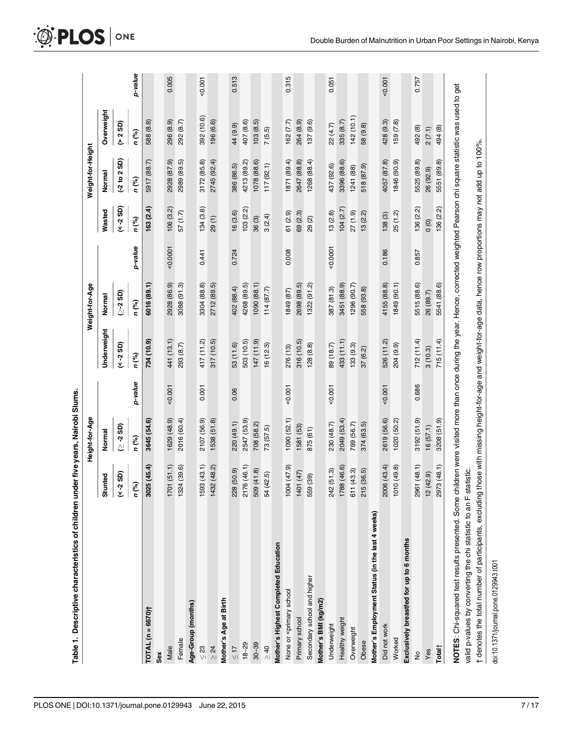**Table 1. Descriptive characteristics of children under five years, Nairobi Slums.**

| | Height-for-Age | | | Weight-for-Age | | | Weight-for-Height | | | |
|---|---|---|---|---|---|---|---|---|---|---|
| | Stunted | Normal | | Underweight | Normal | | Wasted | Normal | Overweight | |
| | (< -2 SD) | (≥ -2 SD) | | (< -2 SD) | (≥-2 SD) | | (< -2 SD) | (-2 to 2 SD) | (> 2 SD) | |
| | *n (%)* | *n (%)* | *p-value* | *n (%)* | *n (%)* | *p-value* | *n (%)* | *n (%)* | *n (%)* | *p-value* |
| **TOTAL (n = 6670)†** | **3025 (45.4)** | **3645 (54.6)** | | **734 (10.9)** | **6016 (89.1)** | | **163 (2.4)** | 5917 (88.7) | 588 (8.8) | |
| **Sex** | | | | | | | | | | |
| Male | 1701 (51.1) | 1629 (48.9) | <0.001 | 441 (13.1) | 2928 (86.9) | <0.0001 | 106 (3.2) | 2928 (87.9) | 296 (8.9) | 0.005 |
| Female | 1324 (39.6) | 2016 (60.4) | | 293 (8.7) | 3088 (91.3) | | 57 (1.7) | 2989 (89.5) | 292 (8.7) | |
| **Age-Group (months)** | | | | | | | | | | |
| ≤ 23 | 1593 (43.1) | 2107 (56.9) | 0.001 | 417 (11.2) | 3304 (88.8) | 0.441 | 134 (3.6) | 3172 (85.8) | 392 (10.6) | <0.001 |
| ≥ 24 | 1432 (48.2) | 1538 (51.8) | | 317 (10.5) | 2712 (89.5) | | 29 (1) | 2745 (92.4) | 196 (6.6) | |
| **Mother's Age at Birth** | | | | | | | | | | |
| ≤ 17 | 228 (50.9) | 220 (49.1) | 0.06 | 53 (11.6) | 402 (88.4) | 0.724 | 16 (3.6) | 386 (86.5) | 44 (9.9) | 0.513 |
| 18–29 | 2176 (46.1) | 2547 (53.9) | | 503 (10.5) | 4268 (89.5) | | 103 (2.2) | 4213 (89.2) | 407 (8.6) | |
| 30–39 | 509 (41.8) | 708 (58.2) | | 147 (11.9) | 1090 (88.1) | | 36 (3) | 1078 (88.6) | 103 (8.5) | |
| ≥ 40 | 54 (42.5) | 73 (57.5) | | 16 (12.3) | 114 (87.7) | | 3 (2.4) | 117 (92.1) | 7 (5.5) | |
| **Mother's Highest Completed Education** | | | | | | | | | | |
| None or <primary school | 1004 (47.9) | 1090 (52.1) | <0.001 | 276 (13) | 1849 (87) | 0.008 | 61 (2.9) | 1871 (89.4) | 162 (7.7) | 0.315 |
| Primary school | 1401 (47) | 1581 (53) | | 316 (10.5) | 2698 (89.5) | | 69 (2.3) | 2647 (88.8) | 264 (8.9) | |
| Secondary school and higher | 559 (39) | 875 (61) | | 128 (8.8) | 1322 (91.2) | | 29 (2) | 1268 (88.4) | 137 (9.6) | |
| **Mother's BMI (kg/m2)** | | | | | | | | | | |
| Underweight | 242 (51.3) | 230 (48.7) | <0.001 | 89 (18.7) | 387 (81.3) | <0.0001 | 13 (2.8) | 437 (92.6) | 22 (4.7) | 0.051 |
| Healthy weight | 1788 (46.6) | 2049 (53.4) | | 433 (11.1) | 3451 (88.9) | | 104 (2.7) | 3396 (88.6) | 335 (8.7) | |
| Overweight | 611 (43.3) | 799 (56.7) | | 133 (9.3) | 1296 (90.7) | | 27 (1.9) | 1241 (88) | 142 (10.1) | |
| Obese | 215 (36.5) | 374 (63.5) | | 37 (6.2) | 558 (93.8) | | 13 (2.2) | 518 (87.9) | 58 (9.8) | |
| **Mother's Employment Status (in the last 4 weeks)** | | | | | | | | | | |
| Did not work | 2006 (43.4) | 2619 (56.6) | <0.001 | 526 (11.2) | 4155 (88.8) | 0.186 | 138 (3) | 4057 (87.8) | 428 (9.3) | <0.001 |
| Worked | 1010 (49.8) | 1020 (50.2) | | 204 (9.9) | 1849 (90.1) | | 25 (1.2) | 1846 (90.9) | 159 (7.8) | |
| **Exclusively breastfed for up to 6 months** | | | | | | | | | | |
| No | 2961 (48.1) | 3192 (51.9) | 0.686 | 712 (11.4) | 5515 (88.6) | 0.857 | 136 (2.2) | 5525 (89.8) | 492 (8) | 0.757 |
| Yes | 12 (42.9) | 16 (57.1) | | 3 (10.3) | 26 (89.7) | | 0 (0) | 26 (92.9) | 2 (7.1) | |
| **Total†** | 2973 (48.1) | 3208 (51.9) | | 715 (11.4) | 5541 (88.6) | | 136 (2.2) | 5551 (89.8) | 494 (8) | |

**NOTES**: Chi-squared test results presented. Some children were visited more than once during the year. Hence, corrected weighted Pearson chi square statistic was used to get valid p-values by converting the chi statistic to an F statistic.

† denotes the total number of participants, excluding those with missing height-for-age and weight-for-age data, hence row proportions may not add up to 100%.

doi:10.1371/journal.pone.0129943.t001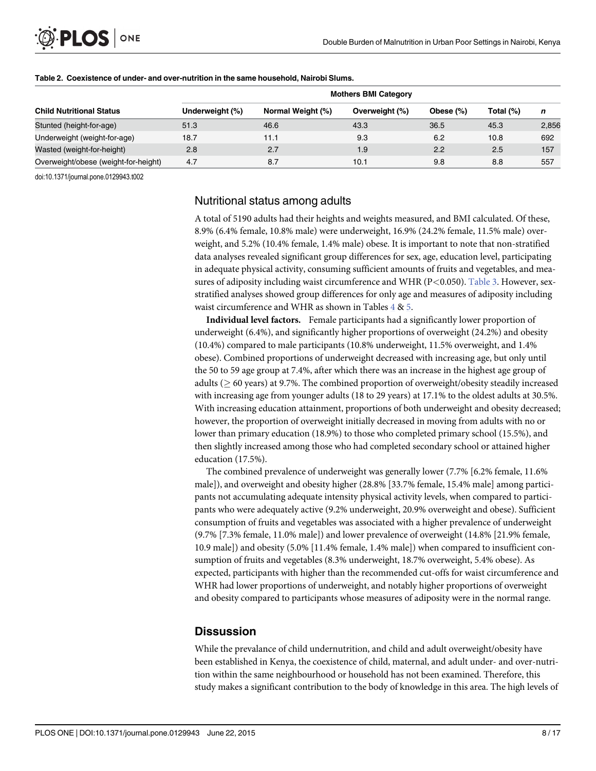**Table 2. Coexistence of under- and over-nutrition in the same household, Nairobi Slums.**

| Child Nutritional Status | Mothers BMI Category | | | | | |
|---|---|---|---|---|---|---|
| | Underweight (%) | Normal Weight (%) | Overweight (%) | Obese (%) | Total (%) | *n* |
| Stunted (height-for-age) | 51.3 | 46.6 | 43.3 | 36.5 | 45.3 | 2,856 |
| Underweight (weight-for-age) | 18.7 | 11.1 | 9.3 | 6.2 | 10.8 | 692 |
| Wasted (weight-for-height) | 2.8 | 2.7 | 1.9 | 2.2 | 2.5 | 157 |
| Overweight/obese (weight-for-height) | 4.7 | 8.7 | 10.1 | 9.8 | 8.8 | 557 |

doi:10.1371/journal.pone.0129943.t002

## Nutritional status among adults

A total of 5190 adults had their heights and weights measured, and BMI calculated. Of these, 8.9% (6.4% female, 10.8% male) were underweight, 16.9% (24.2% female, 11.5% male) overweight, and 5.2% (10.4% female, 1.4% male) obese. It is important to note that non-stratified data analyses revealed significant group differences for sex, age, education level, participating in adequate physical activity, consuming sufficient amounts of fruits and vegetables, and measures of adiposity including waist circumference and WHR ($P<0.050$). Table 3. However, sex-stratified analyses showed group differences for only age and measures of adiposity including waist circumference and WHR as shown in Tables 4 & 5.

**Individual level factors.** Female participants had a significantly lower proportion of underweight (6.4%), and significantly higher proportions of overweight (24.2%) and obesity (10.4%) compared to male participants (10.8% underweight, 11.5% overweight, and 1.4% obese). Combined proportions of underweight decreased with increasing age, but only until the 50 to 59 age group at 7.4%, after which there was an increase in the highest age group of adults ($\geq$ 60 years) at 9.7%. The combined proportion of overweight/obesity steadily increased with increasing age from younger adults (18 to 29 years) at 17.1% to the oldest adults at 30.5%. With increasing education attainment, proportions of both underweight and obesity decreased; however, the proportion of overweight initially decreased in moving from adults with no or lower than primary education (18.9%) to those who completed primary school (15.5%), and then slightly increased among those who had completed secondary school or attained higher education (17.5%).

The combined prevalence of underweight was generally lower (7.7% [6.2% female, 11.6% male]), and overweight and obesity higher (28.8% [33.7% female, 15.4% male] among participants not accumulating adequate intensity physical activity levels, when compared to participants who were adequately active (9.2% underweight, 20.9% overweight and obese). Sufficient consumption of fruits and vegetables was associated with a higher prevalence of underweight (9.7% [7.3% female, 11.0% male]) and lower prevalence of overweight (14.8% [21.9% female, 10.9 male]) and obesity (5.0% [11.4% female, 1.4% male]) when compared to insufficient consumption of fruits and vegetables (8.3% underweight, 18.7% overweight, 5.4% obese). As expected, participants with higher than the recommended cut-offs for waist circumference and WHR had lower proportions of underweight, and notably higher proportions of overweight and obesity compared to participants whose measures of adiposity were in the normal range.

## Dissussion

While the prevalance of child undernutrition, and child and adult overweight/obesity have been established in Kenya, the coexistence of child, maternal, and adult under- and over-nutrition within the same neighbourhood or household has not been examined. Therefore, this study makes a significant contribution to the body of knowledge in this area. The high levels of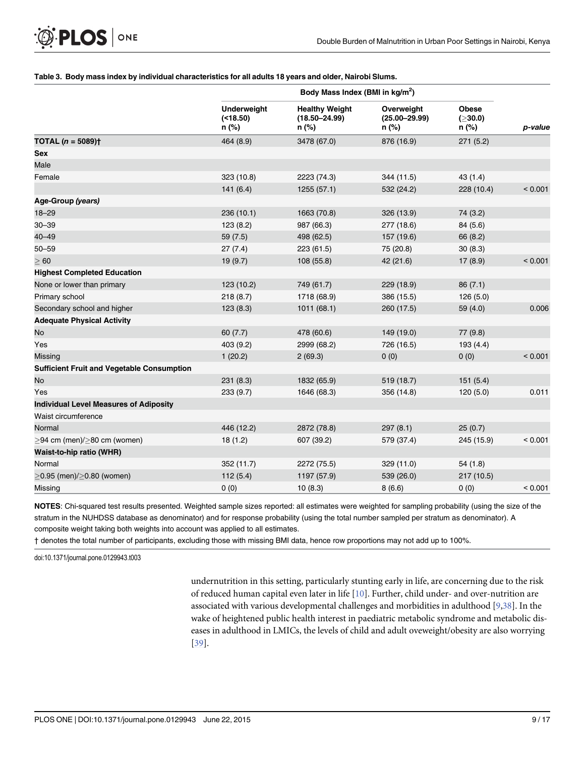**Table 3. Body mass index by individual characteristics for all adults 18 years and older, Nairobi Slums.**

| | Body Mass Index (BMI in kg/m$^2$) | | | | |
|---|---|---|---|---|---|
| | Underweight (<18.50) n (%) | Healthy Weight (18.50–24.99) n (%) | Overweight (25.00–29.99) n (%) | Obese (≥30.0) n (%) | *p-value* |
| **TOTAL (*n* = 5089)†** | 464 (8.9) | 3478 (67.0) | 876 (16.9) | 271 (5.2) | |
| **Sex** | | | | | |
| Male | | | | | |
| Female | 323 (10.8) | 2223 (74.3) | 344 (11.5) | 43 (1.4) | |
| | 141 (6.4) | 1255 (57.1) | 532 (24.2) | 228 (10.4) | < 0.001 |
| **Age-Group *(years)*** | | | | | |
| 18–29 | 236 (10.1) | 1663 (70.8) | 326 (13.9) | 74 (3.2) | |
| 30–39 | 123 (8.2) | 987 (66.3) | 277 (18.6) | 84 (5.6) | |
| 40–49 | 59 (7.5) | 498 (62.5) | 157 (19.6) | 66 (8.2) | |
| 50–59 | 27 (7.4) | 223 (61.5) | 75 (20.8) | 30 (8.3) | |
| ≥ 60 | 19 (9.7) | 108 (55.8) | 42 (21.6) | 17 (8.9) | < 0.001 |
| **Highest Completed Education** | | | | | |
| None or lower than primary | 123 (10.2) | 749 (61.7) | 229 (18.9) | 86 (7.1) | |
| Primary school | 218 (8.7) | 1718 (68.9) | 386 (15.5) | 126 (5.0) | |
| Secondary school and higher | 123 (8.3) | 1011 (68.1) | 260 (17.5) | 59 (4.0) | 0.006 |
| **Adequate Physical Activity** | | | | | |
| No | 60 (7.7) | 478 (60.6) | 149 (19.0) | 77 (9.8) | |
| Yes | 403 (9.2) | 2999 (68.2) | 726 (16.5) | 193 (4.4) | |
| Missing | 1 (20.2) | 2 (69.3) | 0 (0) | 0 (0) | < 0.001 |
| **Sufficient Fruit and Vegetable Consumption** | | | | | |
| No | 231 (8.3) | 1832 (65.9) | 519 (18.7) | 151 (5.4) | |
| Yes | 233 (9.7) | 1646 (68.3) | 356 (14.8) | 120 (5.0) | 0.011 |
| **Individual Level Measures of Adiposity** | | | | | |
| Waist circumference | | | | | |
| Normal | 446 (12.2) | 2872 (78.8) | 297 (8.1) | 25 (0.7) | |
| ≥94 cm (men)/≥80 cm (women) | 18 (1.2) | 607 (39.2) | 579 (37.4) | 245 (15.9) | < 0.001 |
| **Waist-to-hip ratio (WHR)** | | | | | |
| Normal | 352 (11.7) | 2272 (75.5) | 329 (11.0) | 54 (1.8) | |
| ≥0.95 (men)/≥0.80 (women) | 112 (5.4) | 1197 (57.9) | 539 (26.0) | 217 (10.5) | |
| Missing | 0 (0) | 10 (8.3) | 8 (6.6) | 0 (0) | < 0.001 |

**NOTES**: Chi-squared test results presented. Weighted sample sizes reported: all estimates were weighted for sampling probability (using the size of the stratum in the NUHDSS database as denominator) and for response probability (using the total number sampled per stratum as denominator). A composite weight taking both weights into account was applied to all estimates.

† denotes the total number of participants, excluding those with missing BMI data, hence row proportions may not add up to 100%.

doi:10.1371/journal.pone.0129943.t003

undernutrition in this setting, particularly stunting early in life, are concerning due to the risk of reduced human capital even later in life [10]. Further, child under- and over-nutrition are associated with various developmental challenges and morbidities in adulthood [9,38]. In the wake of heightened public health interest in paediatric metabolic syndrome and metabolic diseases in adulthood in LMICs, the levels of child and adult oveweight/obesity are also worrying [39].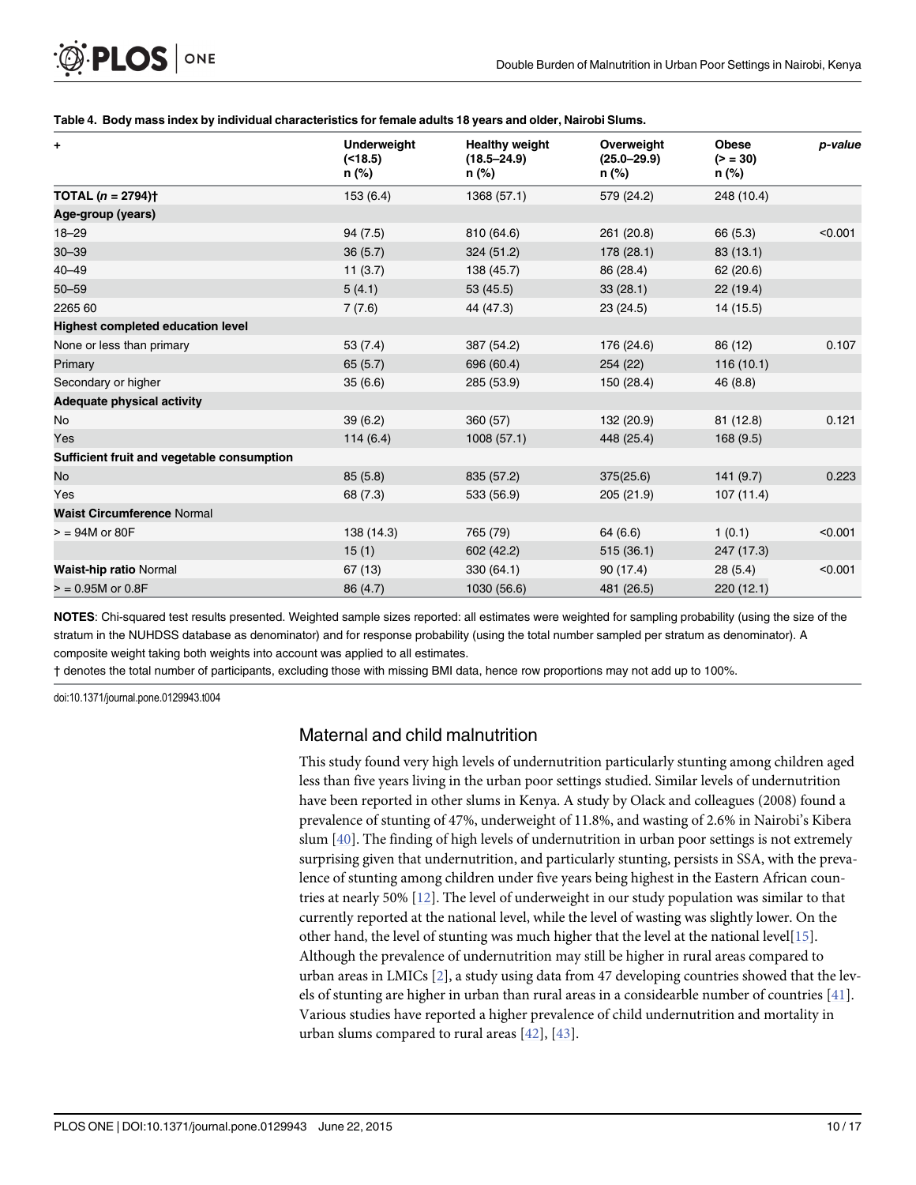**Table 4. Body mass index by individual characteristics for female adults 18 years and older, Nairobi Slums.**

| + | Underweight (<18.5) n (%) | Healthy weight (18.5–24.9) n (%) | Overweight (25.0–29.9) n (%) | Obese (> = 30) n (%) | *p-value* |
|---|---|---|---|---|---|
| **TOTAL (*n* = 2794)†** | 153 (6.4) | 1368 (57.1) | 579 (24.2) | 248 (10.4) | |
| **Age-group (years)** | | | | | |
| 18–29 | 94 (7.5) | 810 (64.6) | 261 (20.8) | 66 (5.3) | <0.001 |
| 30–39 | 36 (5.7) | 324 (51.2) | 178 (28.1) | 83 (13.1) | |
| 40–49 | 11 (3.7) | 138 (45.7) | 86 (28.4) | 62 (20.6) | |
| 50–59 | 5 (4.1) | 53 (45.5) | 33 (28.1) | 22 (19.4) | |
| 2265 60 | 7 (7.6) | 44 (47.3) | 23 (24.5) | 14 (15.5) | |
| **Highest completed education level** | | | | | |
| None or less than primary | 53 (7.4) | 387 (54.2) | 176 (24.6) | 86 (12) | 0.107 |
| Primary | 65 (5.7) | 696 (60.4) | 254 (22) | 116 (10.1) | |
| Secondary or higher | 35 (6.6) | 285 (53.9) | 150 (28.4) | 46 (8.8) | |
| **Adequate physical activity** | | | | | |
| No | 39 (6.2) | 360 (57) | 132 (20.9) | 81 (12.8) | 0.121 |
| Yes | 114 (6.4) | 1008 (57.1) | 448 (25.4) | 168 (9.5) | |
| **Sufficient fruit and vegetable consumption** | | | | | |
| No | 85 (5.8) | 835 (57.2) | 375(25.6) | 141 (9.7) | 0.223 |
| Yes | 68 (7.3) | 533 (56.9) | 205 (21.9) | 107 (11.4) | |
| **Waist Circumference** Normal | | | | | |
| > = 94M or 80F | 138 (14.3) | 765 (79) | 64 (6.6) | 1 (0.1) | <0.001 |
| | 15 (1) | 602 (42.2) | 515 (36.1) | 247 (17.3) | |
| **Waist-hip ratio** Normal | 67 (13) | 330 (64.1) | 90 (17.4) | 28 (5.4) | <0.001 |
| > = 0.95M or 0.8F | 86 (4.7) | 1030 (56.6) | 481 (26.5) | 220 (12.1) | |

**NOTES**: Chi-squared test results presented. Weighted sample sizes reported: all estimates were weighted for sampling probability (using the size of the stratum in the NUHDSS database as denominator) and for response probability (using the total number sampled per stratum as denominator). A composite weight taking both weights into account was applied to all estimates.

† denotes the total number of participants, excluding those with missing BMI data, hence row proportions may not add up to 100%.

doi:10.1371/journal.pone.0129943.t004

## Maternal and child malnutrition

This study found very high levels of undernutrition particularly stunting among children aged less than five years living in the urban poor settings studied. Similar levels of undernutrition have been reported in other slums in Kenya. A study by Olack and colleagues (2008) found a prevalence of stunting of 47%, underweight of 11.8%, and wasting of 2.6% in Nairobi's Kibera slum [40]. The finding of high levels of undernutrition in urban poor settings is not extremely surprising given that undernutrition, and particularly stunting, persists in SSA, with the prevalence of stunting among children under five years being highest in the Eastern African countries at nearly 50% [12]. The level of underweight in our study population was similar to that currently reported at the national level, while the level of wasting was slightly lower. On the other hand, the level of stunting was much higher that the level at the national level[15]. Although the prevalence of undernutrition may still be higher in rural areas compared to urban areas in LMICs [2], a study using data from 47 developing countries showed that the levels of stunting are higher in urban than rural areas in a considearble number of countries [41]. Various studies have reported a higher prevalence of child undernutrition and mortality in urban slums compared to rural areas [42], [43].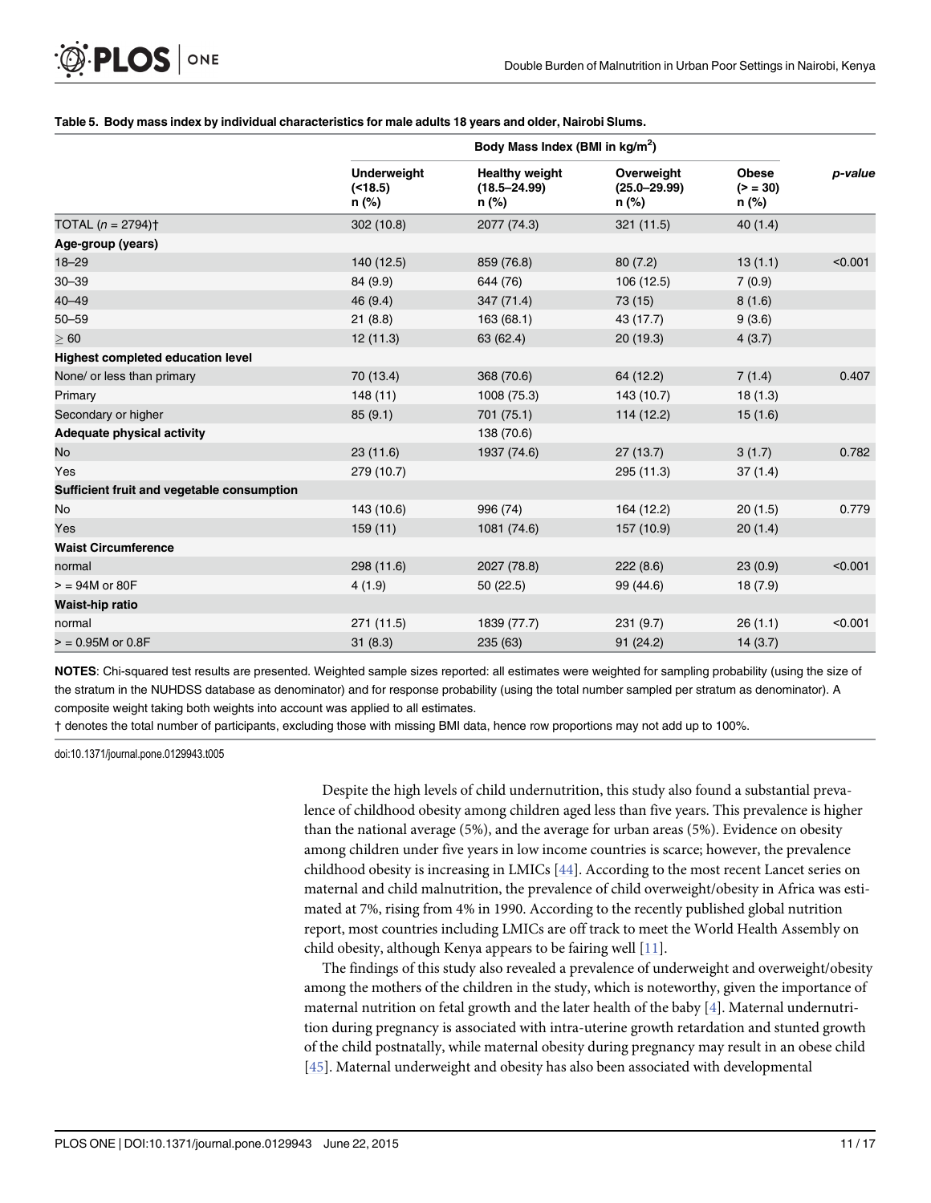**Table 5. Body mass index by individual characteristics for male adults 18 years and older, Nairobi Slums.**

| | Body Mass Index (BMI in kg/m$^2$) | | | | |
|---|---|---|---|---|---|
| | Underweight (<18.5) n (%) | Healthy weight (18.5–24.99) n (%) | Overweight (25.0–29.99) n (%) | Obese (> = 30) n (%) | *p-value* |
| TOTAL ($n$ = 2794)† | 302 (10.8) | 2077 (74.3) | 321 (11.5) | 40 (1.4) | |
| **Age-group (years)** | | | | | |
| 18–29 | 140 (12.5) | 859 (76.8) | 80 (7.2) | 13 (1.1) | <0.001 |
| 30–39 | 84 (9.9) | 644 (76) | 106 (12.5) | 7 (0.9) | |
| 40–49 | 46 (9.4) | 347 (71.4) | 73 (15) | 8 (1.6) | |
| 50–59 | 21 (8.8) | 163 (68.1) | 43 (17.7) | 9 (3.6) | |
| ≥ 60 | 12 (11.3) | 63 (62.4) | 20 (19.3) | 4 (3.7) | |
| **Highest completed education level** | | | | | |
| None/ or less than primary | 70 (13.4) | 368 (70.6) | 64 (12.2) | 7 (1.4) | 0.407 |
| Primary | 148 (11) | 1008 (75.3) | 143 (10.7) | 18 (1.3) | |
| Secondary or higher | 85 (9.1) | 701 (75.1) | 114 (12.2) | 15 (1.6) | |
| **Adequate physical activity** | | 138 (70.6) | | | |
| No | 23 (11.6) | 1937 (74.6) | 27 (13.7) | 3 (1.7) | 0.782 |
| Yes | 279 (10.7) | | 295 (11.3) | 37 (1.4) | |
| **Sufficient fruit and vegetable consumption** | | | | | |
| No | 143 (10.6) | 996 (74) | 164 (12.2) | 20 (1.5) | 0.779 |
| Yes | 159 (11) | 1081 (74.6) | 157 (10.9) | 20 (1.4) | |
| **Waist Circumference** | | | | | |
| normal | 298 (11.6) | 2027 (78.8) | 222 (8.6) | 23 (0.9) | <0.001 |
| > = 94M or 80F | 4 (1.9) | 50 (22.5) | 99 (44.6) | 18 (7.9) | |
| **Waist-hip ratio** | | | | | |
| normal | 271 (11.5) | 1839 (77.7) | 231 (9.7) | 26 (1.1) | <0.001 |
| > = 0.95M or 0.8F | 31 (8.3) | 235 (63) | 91 (24.2) | 14 (3.7) | |

**NOTES**: Chi-squared test results are presented. Weighted sample sizes reported: all estimates were weighted for sampling probability (using the size of the stratum in the NUHDSS database as denominator) and for response probability (using the total number sampled per stratum as denominator). A composite weight taking both weights into account was applied to all estimates.

† denotes the total number of participants, excluding those with missing BMI data, hence row proportions may not add up to 100%.

doi:10.1371/journal.pone.0129943.t005

Despite the high levels of child undernutrition, this study also found a substantial prevalence of childhood obesity among children aged less than five years. This prevalence is higher than the national average (5%), and the average for urban areas (5%). Evidence on obesity among children under five years in low income countries is scarce; however, the prevalence childhood obesity is increasing in LMICs [44]. According to the most recent Lancet series on maternal and child malnutrition, the prevalence of child overweight/obesity in Africa was estimated at 7%, rising from 4% in 1990. According to the recently published global nutrition report, most countries including LMICs are off track to meet the World Health Assembly on child obesity, although Kenya appears to be fairing well [11].

The findings of this study also revealed a prevalence of underweight and overweight/obesity among the mothers of the children in the study, which is noteworthy, given the importance of maternal nutrition on fetal growth and the later health of the baby [4]. Maternal undernutrition during pregnancy is associated with intra-uterine growth retardation and stunted growth of the child postnatally, while maternal obesity during pregnancy may result in an obese child [45]. Maternal underweight and obesity has also been associated with developmental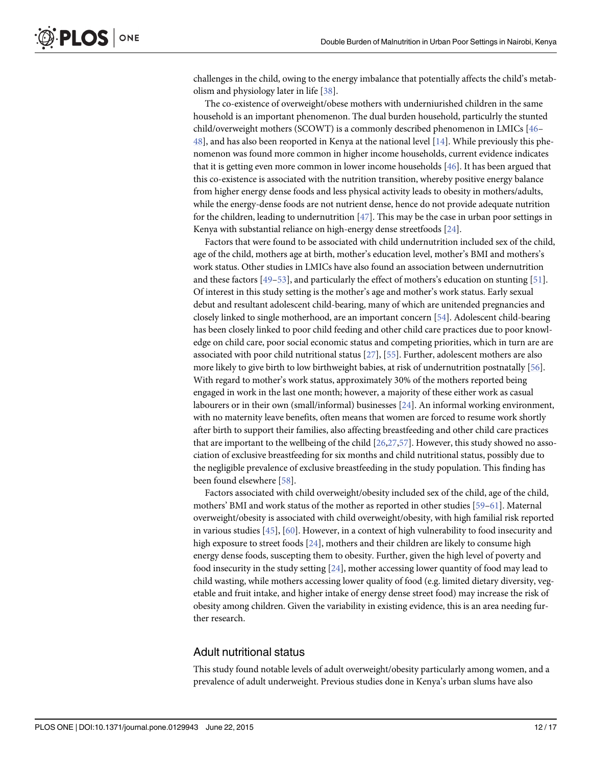challenges in the child, owing to the energy imbalance that potentially affects the child's metabolism and physiology later in life [38].

The co-existence of overweight/obese mothers with underniurished children in the same household is an important phenomenon. The dual burden household, particulrly the stunted child/overweight mothers (SCOWT) is a commonly described phenomenon in LMICs [46–48], and has also been reoported in Kenya at the national level [14]. While previously this phenomenon was found more common in higher income households, current evidence indicates that it is getting even more common in lower income households [46]. It has been argued that this co-existence is associated with the nutrition transition, whereby positive energy balance from higher energy dense foods and less physical activity leads to obesity in mothers/adults, while the energy-dense foods are not nutrient dense, hence do not provide adequate nutrition for the children, leading to undernutrition [47]. This may be the case in urban poor settings in Kenya with substantial reliance on high-energy dense streetfoods [24].

Factors that were found to be associated with child undernutrition included sex of the child, age of the child, mothers age at birth, mother's education level, mother's BMI and mothers's work status. Other studies in LMICs have also found an association between undernutrition and these factors [49–53], and particularly the effect of mothers's education on stunting [51]. Of interest in this study setting is the mother's age and mother's work status. Early sexual debut and resultant adolescent child-bearing, many of which are unitended pregnancies and closely linked to single motherhood, are an important concern [54]. Adolescent child-bearing has been closely linked to poor child feeding and other child care practices due to poor knowledge on child care, poor social economic status and competing priorities, which in turn are are associated with poor child nutritional status [27], [55]. Further, adolescent mothers are also more likely to give birth to low birthweight babies, at risk of undernutrition postnatally [56]. With regard to mother's work status, approximately 30% of the mothers reported being engaged in work in the last one month; however, a majority of these either work as casual labourers or in their own (small/informal) businesses [24]. An informal working environment, with no maternity leave benefits, often means that women are forced to resume work shortly after birth to support their families, also affecting breastfeeding and other child care practices that are important to the wellbeing of the child [26,27,57]. However, this study showed no association of exclusive breastfeeding for six months and child nutritional status, possibly due to the negligible prevalence of exclusive breastfeeding in the study population. This finding has been found elsewhere [58].

Factors associated with child overweight/obesity included sex of the child, age of the child, mothers' BMI and work status of the mother as reported in other studies [59–61]. Maternal overweight/obesity is associated with child overweight/obesity, with high familial risk reported in various studies [45], [60]. However, in a context of high vulnerability to food insecurity and high exposure to street foods [24], mothers and their children are likely to consume high energy dense foods, suscepting them to obesity. Further, given the high level of poverty and food insecurity in the study setting [24], mother accessing lower quantity of food may lead to child wasting, while mothers accessing lower quality of food (e.g. limited dietary diversity, vegetable and fruit intake, and higher intake of energy dense street food) may increase the risk of obesity among children. Given the variability in existing evidence, this is an area needing further research.

## Adult nutritional status

This study found notable levels of adult overweight/obesity particularly among women, and a prevalence of adult underweight. Previous studies done in Kenya's urban slums have also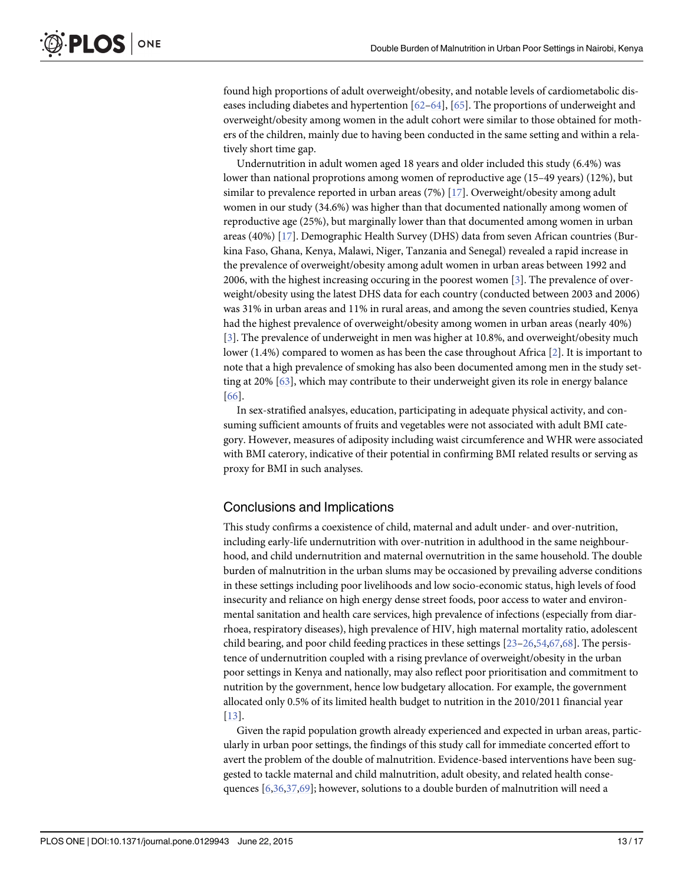found high proportions of adult overweight/obesity, and notable levels of cardiometabolic diseases including diabetes and hypertention [62–64], [65]. The proportions of underweight and overweight/obesity among women in the adult cohort were similar to those obtained for mothers of the children, mainly due to having been conducted in the same setting and within a relatively short time gap.

Undernutrition in adult women aged 18 years and older included this study (6.4%) was lower than national proprotions among women of reproductive age (15–49 years) (12%), but similar to prevalence reported in urban areas (7%) [17]. Overweight/obesity among adult women in our study (34.6%) was higher than that documented nationally among women of reproductive age (25%), but marginally lower than that documented among women in urban areas (40%) [17]. Demographic Health Survey (DHS) data from seven African countries (Burkina Faso, Ghana, Kenya, Malawi, Niger, Tanzania and Senegal) revealed a rapid increase in the prevalence of overweight/obesity among adult women in urban areas between 1992 and 2006, with the highest increasing occuring in the poorest women [3]. The prevalence of overweight/obesity using the latest DHS data for each country (conducted between 2003 and 2006) was 31% in urban areas and 11% in rural areas, and among the seven countries studied, Kenya had the highest prevalence of overweight/obesity among women in urban areas (nearly 40%) [3]. The prevalence of underweight in men was higher at 10.8%, and overweight/obesity much lower (1.4%) compared to women as has been the case throughout Africa [2]. It is important to note that a high prevalence of smoking has also been documented among men in the study setting at 20% [63], which may contribute to their underweight given its role in energy balance [66].

In sex-stratified analsyes, education, participating in adequate physical activity, and consuming sufficient amounts of fruits and vegetables were not associated with adult BMI category. However, measures of adiposity including waist circumference and WHR were associated with BMI caterory, indicative of their potential in confirming BMI related results or serving as proxy for BMI in such analyses.

## Conclusions and Implications

This study confirms a coexistence of child, maternal and adult under- and over-nutrition, including early-life undernutrition with over-nutrition in adulthood in the same neighbourhood, and child undernutrition and maternal overnutrition in the same household. The double burden of malnutrition in the urban slums may be occasioned by prevailing adverse conditions in these settings including poor livelihoods and low socio-economic status, high levels of food insecurity and reliance on high energy dense street foods, poor access to water and environmental sanitation and health care services, high prevalence of infections (especially from diarrhoea, respiratory diseases), high prevalence of HIV, high maternal mortality ratio, adolescent child bearing, and poor child feeding practices in these settings [23–26,54,67,68]. The persistence of undernutrition coupled with a rising prevlance of overweight/obesity in the urban poor settings in Kenya and nationally, may also reflect poor prioritisation and commitment to nutrition by the government, hence low budgetary allocation. For example, the government allocated only 0.5% of its limited health budget to nutrition in the 2010/2011 financial year [13].

Given the rapid population growth already experienced and expected in urban areas, particularly in urban poor settings, the findings of this study call for immediate concerted effort to avert the problem of the double of malnutrition. Evidence-based interventions have been suggested to tackle maternal and child malnutrition, adult obesity, and related health consequences [6,36,37,69]; however, solutions to a double burden of malnutrition will need a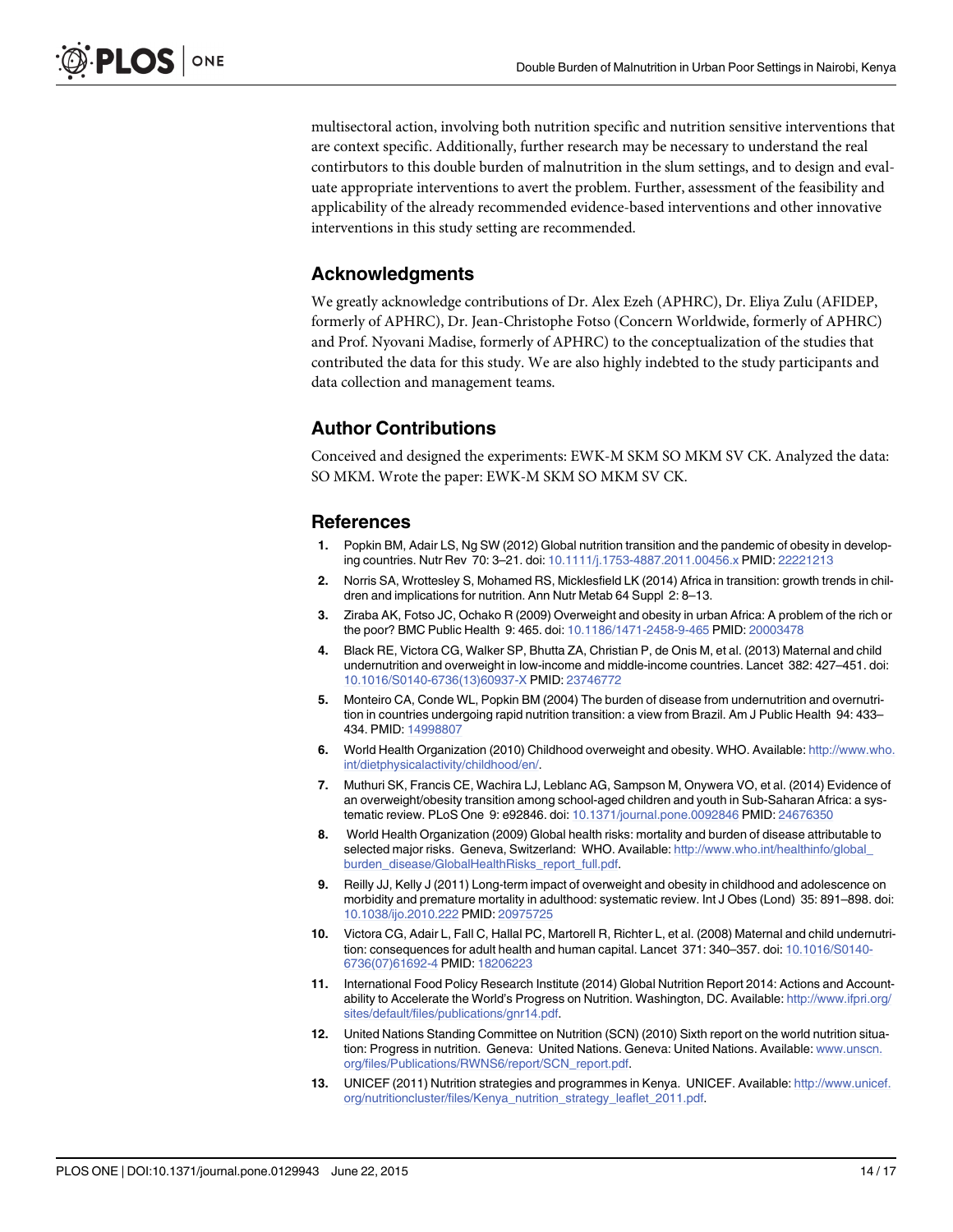multisectoral action, involving both nutrition specific and nutrition sensitive interventions that are context specific. Additionally, further research may be necessary to understand the real contirbutors to this double burden of malnutrition in the slum settings, and to design and evaluate appropriate interventions to avert the problem. Further, assessment of the feasibility and applicability of the already recommended evidence-based interventions and other innovative interventions in this study setting are recommended.

## Acknowledgments

We greatly acknowledge contributions of Dr. Alex Ezeh (APHRC), Dr. Eliya Zulu (AFIDEP, formerly of APHRC), Dr. Jean-Christophe Fotso (Concern Worldwide, formerly of APHRC) and Prof. Nyovani Madise, formerly of APHRC) to the conceptualization of the studies that contributed the data for this study. We are also highly indebted to the study participants and data collection and management teams.

## Author Contributions

Conceived and designed the experiments: EWK-M SKM SO MKM SV CK. Analyzed the data: SO MKM. Wrote the paper: EWK-M SKM SO MKM SV CK.

## References

1. Popkin BM, Adair LS, Ng SW (2012) Global nutrition transition and the pandemic of obesity in developing countries. Nutr Rev 70: 3–21. doi: 10.1111/j.1753-4887.2011.00456.x PMID: 22221213
2. Norris SA, Wrottesley S, Mohamed RS, Micklesfield LK (2014) Africa in transition: growth trends in children and implications for nutrition. Ann Nutr Metab 64 Suppl 2: 8–13.
3. Ziraba AK, Fotso JC, Ochako R (2009) Overweight and obesity in urban Africa: A problem of the rich or the poor? BMC Public Health 9: 465. doi: 10.1186/1471-2458-9-465 PMID: 20003478
4. Black RE, Victora CG, Walker SP, Bhutta ZA, Christian P, de Onis M, et al. (2013) Maternal and child undernutrition and overweight in low-income and middle-income countries. Lancet 382: 427–451. doi: 10.1016/S0140-6736(13)60937-X PMID: 23746772
5. Monteiro CA, Conde WL, Popkin BM (2004) The burden of disease from undernutrition and overnutrition in countries undergoing rapid nutrition transition: a view from Brazil. Am J Public Health 94: 433–434. PMID: 14998807
6. World Health Organization (2010) Childhood overweight and obesity. WHO. Available: http://www.who.int/dietphysicalactivity/childhood/en/.
7. Muthuri SK, Francis CE, Wachira LJ, Leblanc AG, Sampson M, Onywera VO, et al. (2014) Evidence of an overweight/obesity transition among school-aged children and youth in Sub-Saharan Africa: a systematic review. PLoS One 9: e92846. doi: 10.1371/journal.pone.0092846 PMID: 24676350
8. World Health Organization (2009) Global health risks: mortality and burden of disease attributable to selected major risks. Geneva, Switzerland: WHO. Available: http://www.who.int/healthinfo/global_burden_disease/GlobalHealthRisks_report_full.pdf.
9. Reilly JJ, Kelly J (2011) Long-term impact of overweight and obesity in childhood and adolescence on morbidity and premature mortality in adulthood: systematic review. Int J Obes (Lond) 35: 891–898. doi: 10.1038/ijo.2010.222 PMID: 20975725
10. Victora CG, Adair L, Fall C, Hallal PC, Martorell R, Richter L, et al. (2008) Maternal and child undernutrition: consequences for adult health and human capital. Lancet 371: 340–357. doi: 10.1016/S0140-6736(07)61692-4 PMID: 18206223
11. International Food Policy Research Institute (2014) Global Nutrition Report 2014: Actions and Accountability to Accelerate the World's Progress on Nutrition. Washington, DC. Available: http://www.ifpri.org/sites/default/files/publications/gnr14.pdf.
12. United Nations Standing Committee on Nutrition (SCN) (2010) Sixth report on the world nutrition situation: Progress in nutrition. Geneva: United Nations. Geneva: United Nations. Available: www.unscn.org/files/Publications/RWNS6/report/SCN_report.pdf.
13. UNICEF (2011) Nutrition strategies and programmes in Kenya. UNICEF. Available: http://www.unicef.org/nutritioncluster/files/Kenya_nutrition_strategy_leaflet_2011.pdf.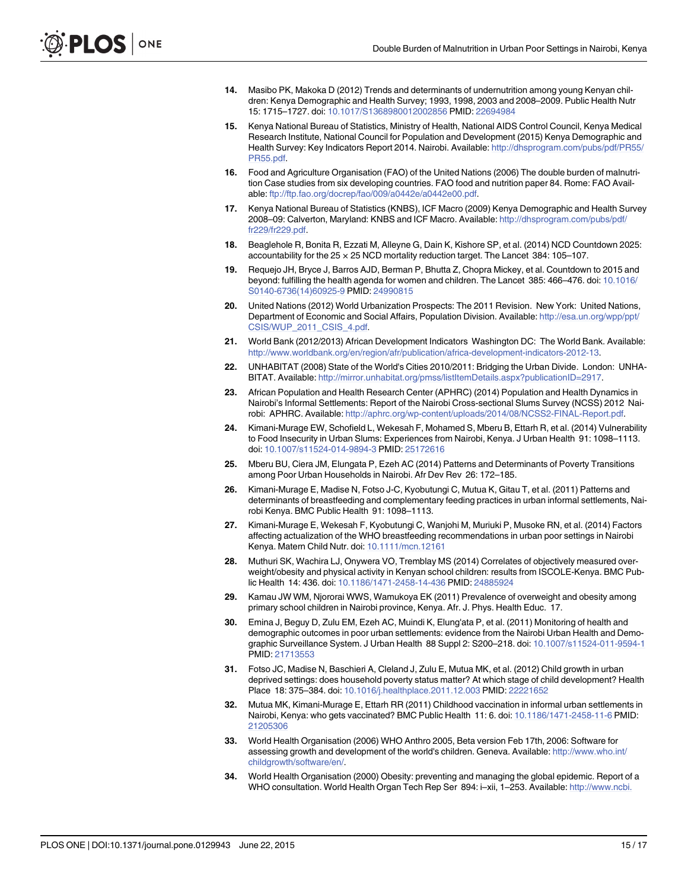14. Masibo PK, Makoka D (2012) Trends and determinants of undernutrition among young Kenyan children: Kenya Demographic and Health Survey; 1993, 1998, 2003 and 2008–2009. Public Health Nutr 15: 1715–1727. doi: 10.1017/S1368980012002856 PMID: 22694984

15. Kenya National Bureau of Statistics, Ministry of Health, National AIDS Control Council, Kenya Medical Research Institute, National Council for Population and Development (2015) Kenya Demographic and Health Survey: Key Indicators Report 2014. Nairobi. Available: http://dhsprogram.com/pubs/pdf/PR55/PR55.pdf.

16. Food and Agriculture Organisation (FAO) of the United Nations (2006) The double burden of malnutrition Case studies from six developing countries. FAO food and nutrition paper 84. Rome: FAO Available: ftp://ftp.fao.org/docrep/fao/009/a0442e/a0442e00.pdf.

17. Kenya National Bureau of Statistics (KNBS), ICF Macro (2009) Kenya Demographic and Health Survey 2008–09: Calverton, Maryland: KNBS and ICF Macro. Available: http://dhsprogram.com/pubs/pdf/fr229/fr229.pdf.

18. Beaglehole R, Bonita R, Ezzati M, Alleyne G, Dain K, Kishore SP, et al. (2014) NCD Countdown 2025: accountability for the 25 × 25 NCD mortality reduction target. The Lancet 384: 105–107.

19. Requejo JH, Bryce J, Barros AJD, Berman P, Bhutta Z, Chopra Mickey, et al. Countdown to 2015 and beyond: fulfilling the health agenda for women and children. The Lancet 385: 466–476. doi: 10.1016/S0140-6736(14)60925-9 PMID: 24990815

20. United Nations (2012) World Urbanization Prospects: The 2011 Revision. New York: United Nations, Department of Economic and Social Affairs, Population Division. Available: http://esa.un.org/wpp/ppt/CSIS/WUP_2011_CSIS_4.pdf.

21. World Bank (2012/2013) African Development Indicators Washington DC: The World Bank. Available: http://www.worldbank.org/en/region/afr/publication/africa-development-indicators-2012-13.

22. UNHABITAT (2008) State of the World's Cities 2010/2011: Bridging the Urban Divide. London: UNHABITAT. Available: http://mirror.unhabitat.org/pmss/listItemDetails.aspx?publicationID=2917.

23. African Population and Health Research Center (APHRC) (2014) Population and Health Dynamics in Nairobi's Informal Settlements: Report of the Nairobi Cross-sectional Slums Survey (NCSS) 2012 Nairobi: APHRC. Available: http://aphrc.org/wp-content/uploads/2014/08/NCSS2-FINAL-Report.pdf.

24. Kimani-Murage EW, Schofield L, Wekesah F, Mohamed S, Mberu B, Ettarh R, et al. (2014) Vulnerability to Food Insecurity in Urban Slums: Experiences from Nairobi, Kenya. J Urban Health 91: 1098–1113. doi: 10.1007/s11524-014-9894-3 PMID: 25172616

25. Mberu BU, Ciera JM, Elungata P, Ezeh AC (2014) Patterns and Determinants of Poverty Transitions among Poor Urban Households in Nairobi. Afr Dev Rev 26: 172–185.

26. Kimani-Murage E, Madise N, Fotso J-C, Kyobutungi C, Mutua K, Gitau T, et al. (2011) Patterns and determinants of breastfeeding and complementary feeding practices in urban informal settlements, Nairobi Kenya. BMC Public Health 91: 1098–1113.

27. Kimani-Murage E, Wekesah F, Kyobutungi C, Wanjohi M, Muriuki P, Musoke RN, et al. (2014) Factors affecting actualization of the WHO breastfeeding recommendations in urban poor settings in Nairobi Kenya. Matern Child Nutr. doi: 10.1111/mcn.12161

28. Muthuri SK, Wachira LJ, Onywera VO, Tremblay MS (2014) Correlates of objectively measured overweight/obesity and physical activity in Kenyan school children: results from ISCOLE-Kenya. BMC Public Health 14: 436. doi: 10.1186/1471-2458-14-436 PMID: 24885924

29. Kamau JW WM, Njororai WWS, Wamukoya EK (2011) Prevalence of overweight and obesity among primary school children in Nairobi province, Kenya. Afr. J. Phys. Health Educ. 17.

30. Emina J, Beguy D, Zulu EM, Ezeh AC, Muindi K, Elung'ata P, et al. (2011) Monitoring of health and demographic outcomes in poor urban settlements: evidence from the Nairobi Urban Health and Demographic Surveillance System. J Urban Health 88 Suppl 2: S200–218. doi: 10.1007/s11524-011-9594-1 PMID: 21713553

31. Fotso JC, Madise N, Baschieri A, Cleland J, Zulu E, Mutua MK, et al. (2012) Child growth in urban deprived settings: does household poverty status matter? At which stage of child development? Health Place 18: 375–384. doi: 10.1016/j.healthplace.2011.12.003 PMID: 22221652

32. Mutua MK, Kimani-Murage E, Ettarh RR (2011) Childhood vaccination in informal urban settlements in Nairobi, Kenya: who gets vaccinated? BMC Public Health 11: 6. doi: 10.1186/1471-2458-11-6 PMID: 21205306

33. World Health Organisation (2006) WHO Anthro 2005, Beta version Feb 17th, 2006: Software for assessing growth and development of the world's children. Geneva. Available: http://www.who.int/childgrowth/software/en/.

34. World Health Organisation (2000) Obesity: preventing and managing the global epidemic. Report of a WHO consultation. World Health Organ Tech Rep Ser 894: i–xii, 1–253. Available: http://www.ncbi.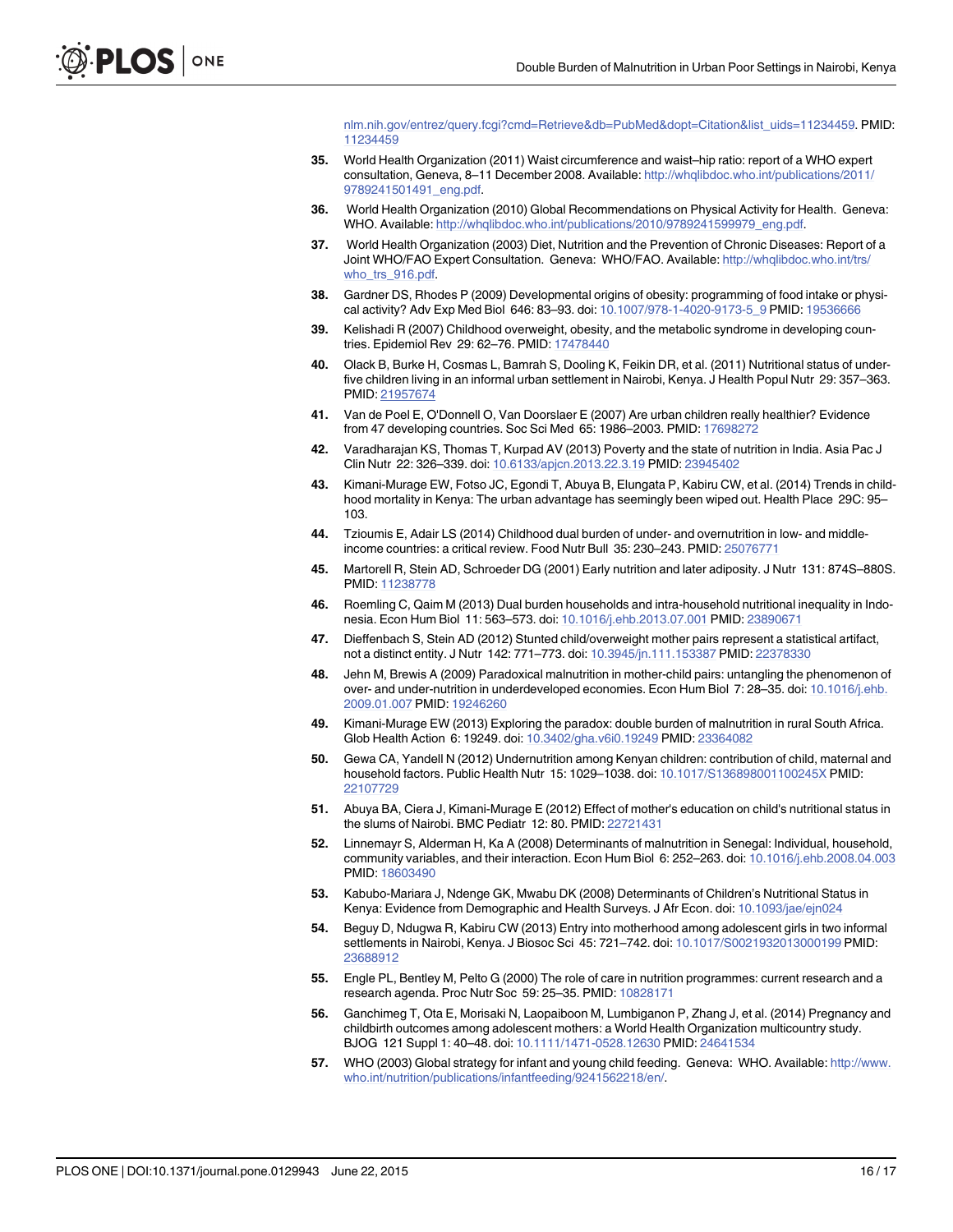nlm.nih.gov/entrez/query.fcgi?cmd=Retrieve&db=PubMed&dopt=Citation&list_uids=11234459. PMID: 11234459

35. World Health Organization (2011) Waist circumference and waist–hip ratio: report of a WHO expert consultation, Geneva, 8–11 December 2008. Available: http://whqlibdoc.who.int/publications/2011/9789241501491_eng.pdf.

36. World Health Organization (2010) Global Recommendations on Physical Activity for Health. Geneva: WHO. Available: http://whqlibdoc.who.int/publications/2010/9789241599979_eng.pdf.

37. World Health Organization (2003) Diet, Nutrition and the Prevention of Chronic Diseases: Report of a Joint WHO/FAO Expert Consultation. Geneva: WHO/FAO. Available: http://whqlibdoc.who.int/trs/who_trs_916.pdf.

38. Gardner DS, Rhodes P (2009) Developmental origins of obesity: programming of food intake or physical activity? Adv Exp Med Biol 646: 83–93. doi: 10.1007/978-1-4020-9173-5_9 PMID: 19536666

39. Kelishadi R (2007) Childhood overweight, obesity, and the metabolic syndrome in developing countries. Epidemiol Rev 29: 62–76. PMID: 17478440

40. Olack B, Burke H, Cosmas L, Bamrah S, Dooling K, Feikin DR, et al. (2011) Nutritional status of under-five children living in an informal urban settlement in Nairobi, Kenya. J Health Popul Nutr 29: 357–363. PMID: 21957674

41. Van de Poel E, O'Donnell O, Van Doorslaer E (2007) Are urban children really healthier? Evidence from 47 developing countries. Soc Sci Med 65: 1986–2003. PMID: 17698272

42. Varadharajan KS, Thomas T, Kurpad AV (2013) Poverty and the state of nutrition in India. Asia Pac J Clin Nutr 22: 326–339. doi: 10.6133/apjcn.2013.22.3.19 PMID: 23945402

43. Kimani-Murage EW, Fotso JC, Egondi T, Abuya B, Elungata P, Kabiru CW, et al. (2014) Trends in childhood mortality in Kenya: The urban advantage has seemingly been wiped out. Health Place 29C: 95–103.

44. Tzioumis E, Adair LS (2014) Childhood dual burden of under- and overnutrition in low- and middle-income countries: a critical review. Food Nutr Bull 35: 230–243. PMID: 25076771

45. Martorell R, Stein AD, Schroeder DG (2001) Early nutrition and later adiposity. J Nutr 131: 874S–880S. PMID: 11238778

46. Roemling C, Qaim M (2013) Dual burden households and intra-household nutritional inequality in Indonesia. Econ Hum Biol 11: 563–573. doi: 10.1016/j.ehb.2013.07.001 PMID: 23890671

47. Dieffenbach S, Stein AD (2012) Stunted child/overweight mother pairs represent a statistical artifact, not a distinct entity. J Nutr 142: 771–773. doi: 10.3945/jn.111.153387 PMID: 22378330

48. Jehn M, Brewis A (2009) Paradoxical malnutrition in mother-child pairs: untangling the phenomenon of over- and under-nutrition in underdeveloped economies. Econ Hum Biol 7: 28–35. doi: 10.1016/j.ehb.2009.01.007 PMID: 19246260

49. Kimani-Murage EW (2013) Exploring the paradox: double burden of malnutrition in rural South Africa. Glob Health Action 6: 19249. doi: 10.3402/gha.v6i0.19249 PMID: 23364082

50. Gewa CA, Yandell N (2012) Undernutrition among Kenyan children: contribution of child, maternal and household factors. Public Health Nutr 15: 1029–1038. doi: 10.1017/S136898001100245X PMID: 22107729

51. Abuya BA, Ciera J, Kimani-Murage E (2012) Effect of mother's education on child's nutritional status in the slums of Nairobi. BMC Pediatr 12: 80. PMID: 22721431

52. Linnemayr S, Alderman H, Ka A (2008) Determinants of malnutrition in Senegal: Individual, household, community variables, and their interaction. Econ Hum Biol 6: 252–263. doi: 10.1016/j.ehb.2008.04.003 PMID: 18603490

53. Kabubo-Mariara J, Ndenge GK, Mwabu DK (2008) Determinants of Children's Nutritional Status in Kenya: Evidence from Demographic and Health Surveys. J Afr Econ. doi: 10.1093/jae/ejn024

54. Beguy D, Ndugwa R, Kabiru CW (2013) Entry into motherhood among adolescent girls in two informal settlements in Nairobi, Kenya. J Biosoc Sci 45: 721–742. doi: 10.1017/S0021932013000199 PMID: 23688912

55. Engle PL, Bentley M, Pelto G (2000) The role of care in nutrition programmes: current research and a research agenda. Proc Nutr Soc 59: 25–35. PMID: 10828171

56. Ganchimeg T, Ota E, Morisaki N, Laopaiboon M, Lumbiganon P, Zhang J, et al. (2014) Pregnancy and childbirth outcomes among adolescent mothers: a World Health Organization multicountry study. BJOG 121 Suppl 1: 40–48. doi: 10.1111/1471-0528.12630 PMID: 24641534

57. WHO (2003) Global strategy for infant and young child feeding. Geneva: WHO. Available: http://www.who.int/nutrition/publications/infantfeeding/9241562218/en/.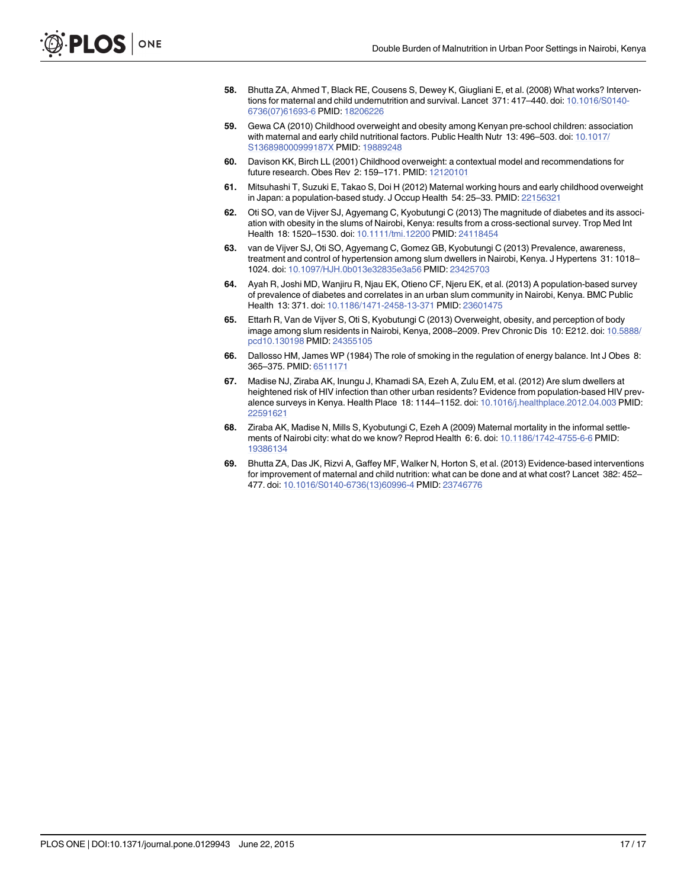58. Bhutta ZA, Ahmed T, Black RE, Cousens S, Dewey K, Giugliani E, et al. (2008) What works? Interventions for maternal and child undernutrition and survival. Lancet 371: 417–440. doi: 10.1016/S0140-6736(07)61693-6 PMID: 18206226

59. Gewa CA (2010) Childhood overweight and obesity among Kenyan pre-school children: association with maternal and early child nutritional factors. Public Health Nutr 13: 496–503. doi: 10.1017/S136898000999187X PMID: 19889248

60. Davison KK, Birch LL (2001) Childhood overweight: a contextual model and recommendations for future research. Obes Rev 2: 159–171. PMID: 12120101

61. Mitsuhashi T, Suzuki E, Takao S, Doi H (2012) Maternal working hours and early childhood overweight in Japan: a population-based study. J Occup Health 54: 25–33. PMID: 22156321

62. Oti SO, van de Vijver SJ, Agyemang C, Kyobutungi C (2013) The magnitude of diabetes and its association with obesity in the slums of Nairobi, Kenya: results from a cross-sectional survey. Trop Med Int Health 18: 1520–1530. doi: 10.1111/tmi.12200 PMID: 24118454

63. van de Vijver SJ, Oti SO, Agyemang C, Gomez GB, Kyobutungi C (2013) Prevalence, awareness, treatment and control of hypertension among slum dwellers in Nairobi, Kenya. J Hypertens 31: 1018–1024. doi: 10.1097/HJH.0b013e32835e3a56 PMID: 23425703

64. Ayah R, Joshi MD, Wanjiru R, Njau EK, Otieno CF, Njeru EK, et al. (2013) A population-based survey of prevalence of diabetes and correlates in an urban slum community in Nairobi, Kenya. BMC Public Health 13: 371. doi: 10.1186/1471-2458-13-371 PMID: 23601475

65. Ettarh R, Van de Vijver S, Oti S, Kyobutungi C (2013) Overweight, obesity, and perception of body image among slum residents in Nairobi, Kenya, 2008–2009. Prev Chronic Dis 10: E212. doi: 10.5888/pcd10.130198 PMID: 24355105

66. Dallosso HM, James WP (1984) The role of smoking in the regulation of energy balance. Int J Obes 8: 365–375. PMID: 6511171

67. Madise NJ, Ziraba AK, Inungu J, Khamadi SA, Ezeh A, Zulu EM, et al. (2012) Are slum dwellers at heightened risk of HIV infection than other urban residents? Evidence from population-based HIV prevalence surveys in Kenya. Health Place 18: 1144–1152. doi: 10.1016/j.healthplace.2012.04.003 PMID: 22591621

68. Ziraba AK, Madise N, Mills S, Kyobutungi C, Ezeh A (2009) Maternal mortality in the informal settlements of Nairobi city: what do we know? Reprod Health 6: 6. doi: 10.1186/1742-4755-6-6 PMID: 19386134

69. Bhutta ZA, Das JK, Rizvi A, Gaffey MF, Walker N, Horton S, et al. (2013) Evidence-based interventions for improvement of maternal and child nutrition: what can be done and at what cost? Lancet 382: 452–477. doi: 10.1016/S0140-6736(13)60996-4 PMID: 23746776